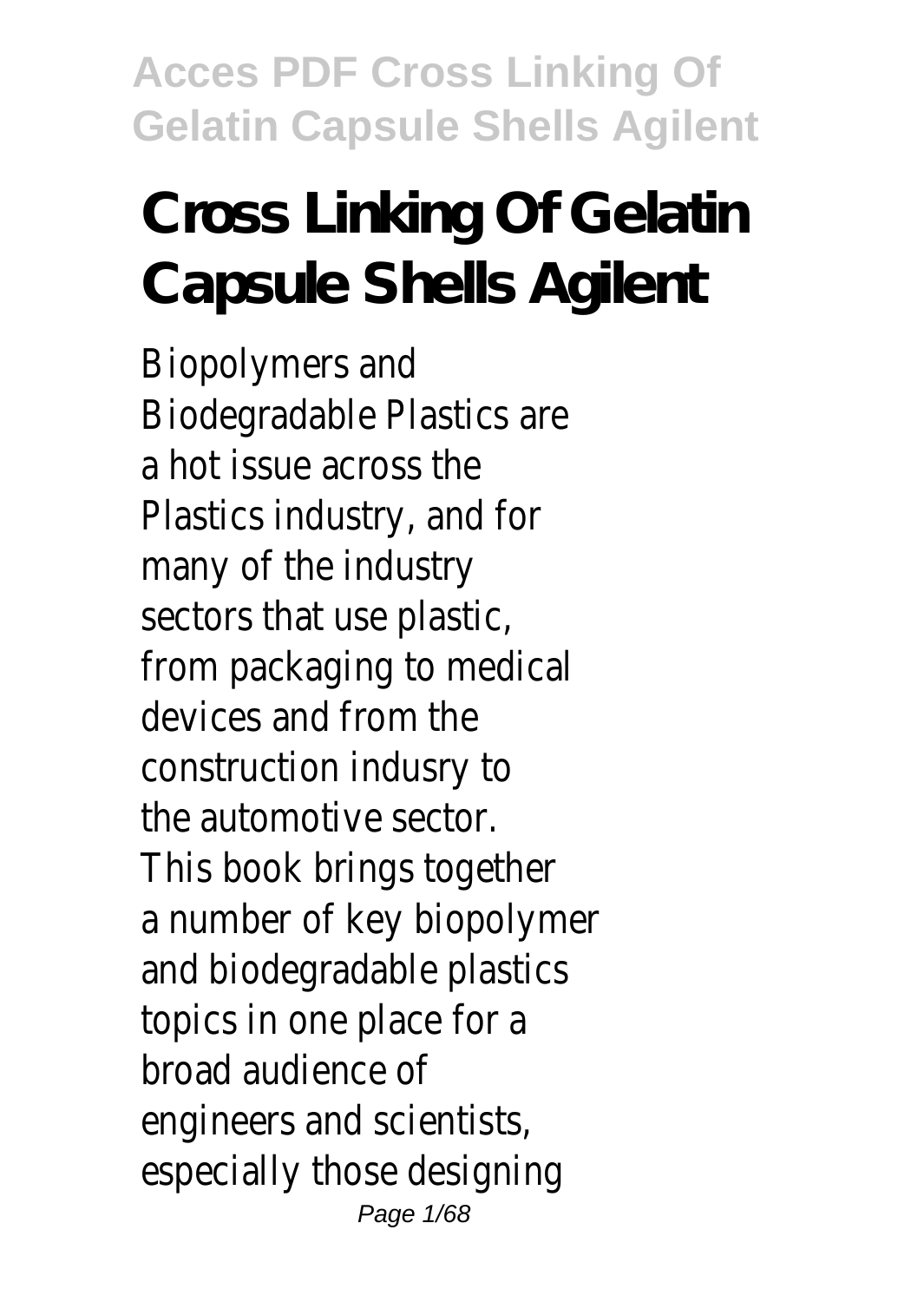# Cross Linking Of Gelatin Capsule Shells Agilent

Biopolymers and Biodegradable Plastics are a hot issue across the Plastics industry, and for many of the industry sectors that use plastic, from packaging to medical devices and from the construction indusry to the automotive sector. This book brings together a number of key biopolymer and biodegradable plastics topics in one place for a broad audience of engineers and scientists, especially those designing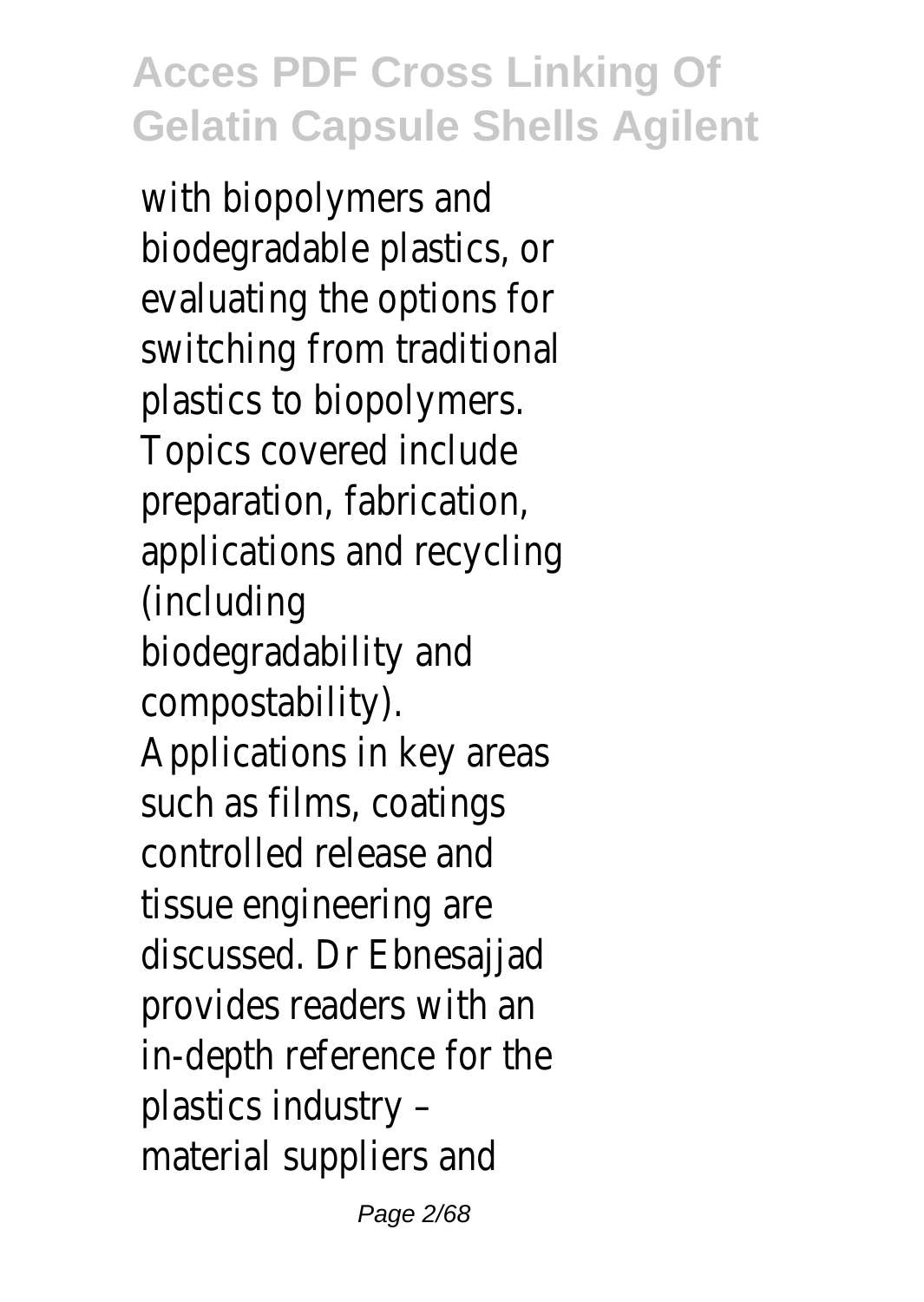with biopolymers and biodegradable plastics, or evaluating the options for switching from traditional plastics to biopolymers. Topics covered include preparation, fabrication, applications and recycling (including biodegradability and compostability). Applications in key areas such as films, coatings controlled release and tissue engineering are discussed. Dr Ebnesajjad provides readers with an in-depth reference for the plastics industry – material suppliers and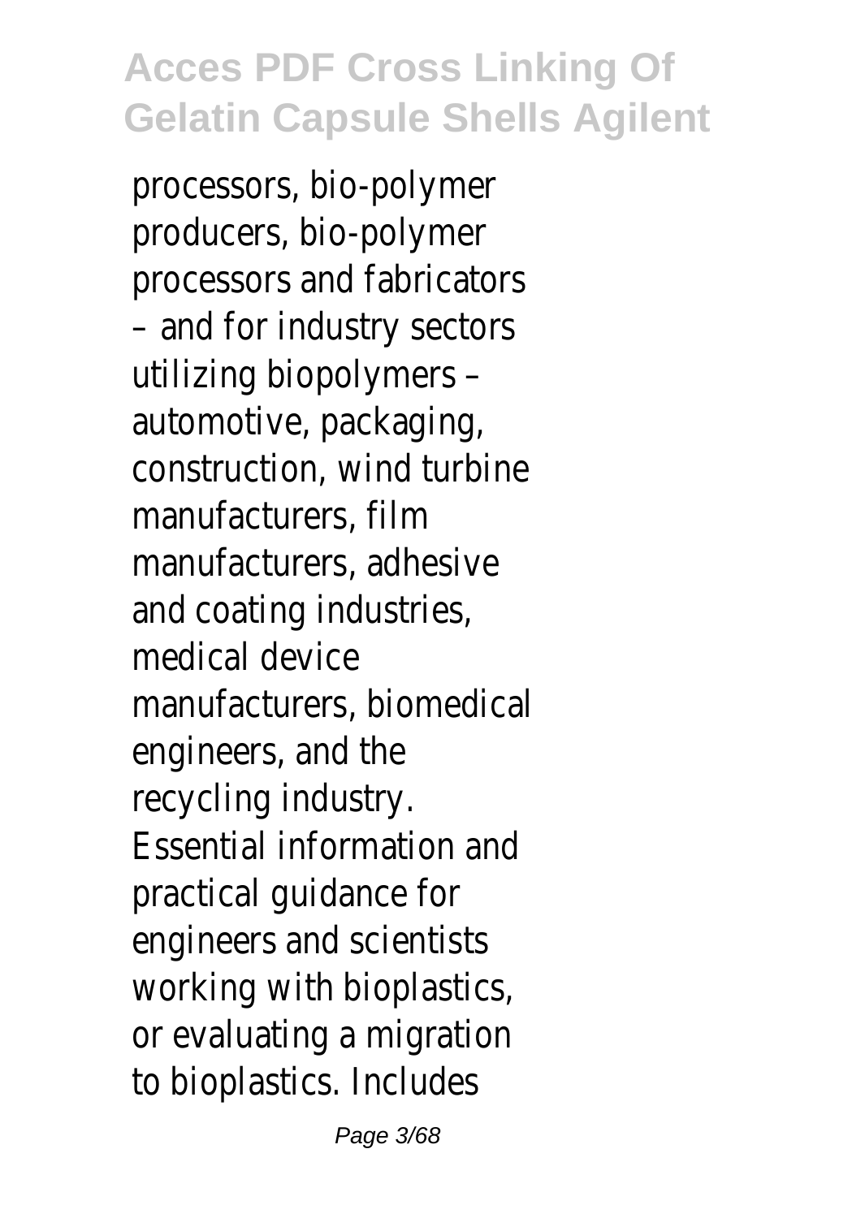processors, bio-polymer producers, bio-polymer processors and fabricators – and for industry sectors utilizing biopolymers – automotive, packaging, construction, wind turbine manufacturers, film manufacturers, adhesive and coating industries, medical device manufacturers, biomedical engineers, and the recycling industry. Essential information and practical guidance for engineers and scientists working with bioplastics, or evaluating a migration to bioplastics. Includes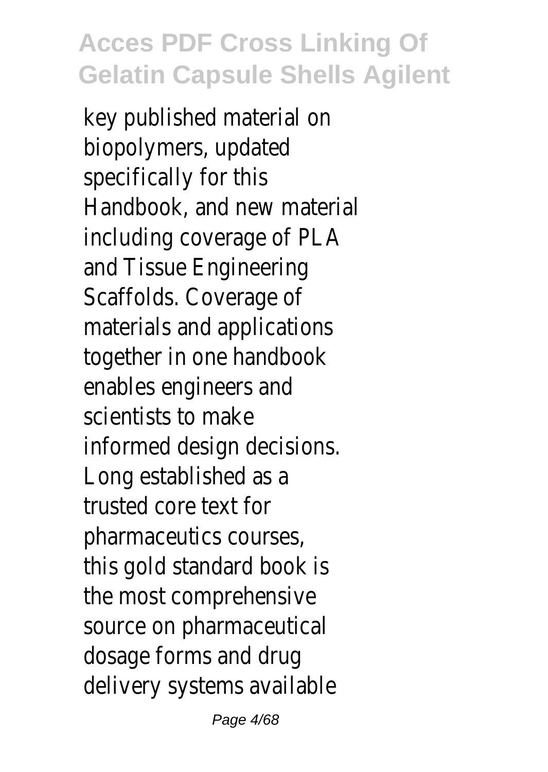key published material on biopolymers, updated specifically for this Handbook, and new material including coverage of PLA and Tissue Engineering Scaffolds. Coverage of materials and applications together in one handbook enables engineers and scientists to make informed design decisions. Long established as a trusted core text for pharmaceutics courses, this gold standard book is the most comprehensive source on pharmaceutical dosage forms and drug delivery systems available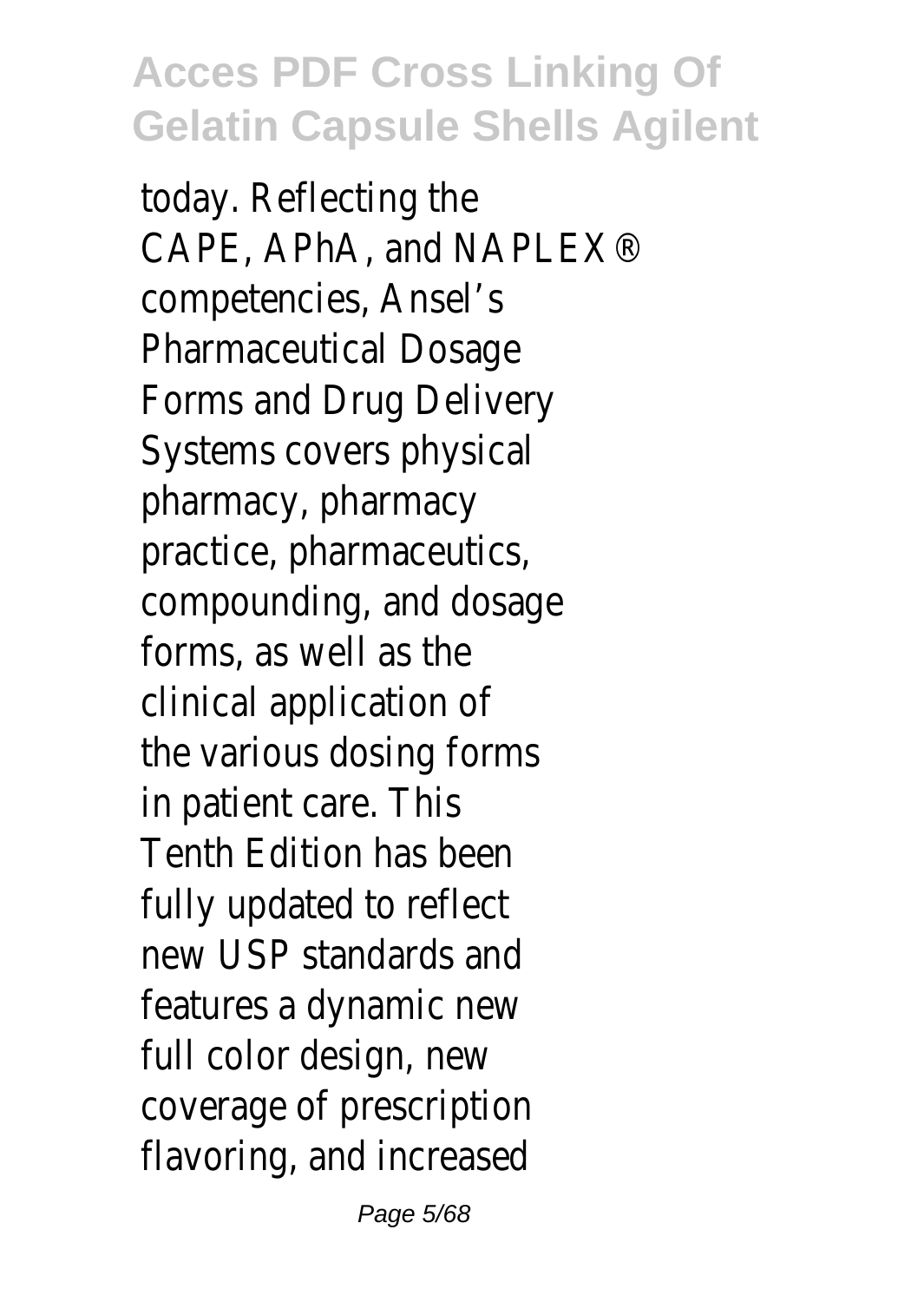today. Reflecting the CAPE, APhA, and NAPLEX® competencies, Ansel's Pharmaceutical Dosage Forms and Drug Delivery Systems covers physical pharmacy, pharmacy practice, pharmaceutics, compounding, and dosage forms, as well as the clinical application of the various dosing forms in patient care. This Tenth Edition has been fully updated to reflect new USP standards and features a dynamic new full color design, new coverage of prescription flavoring, and increased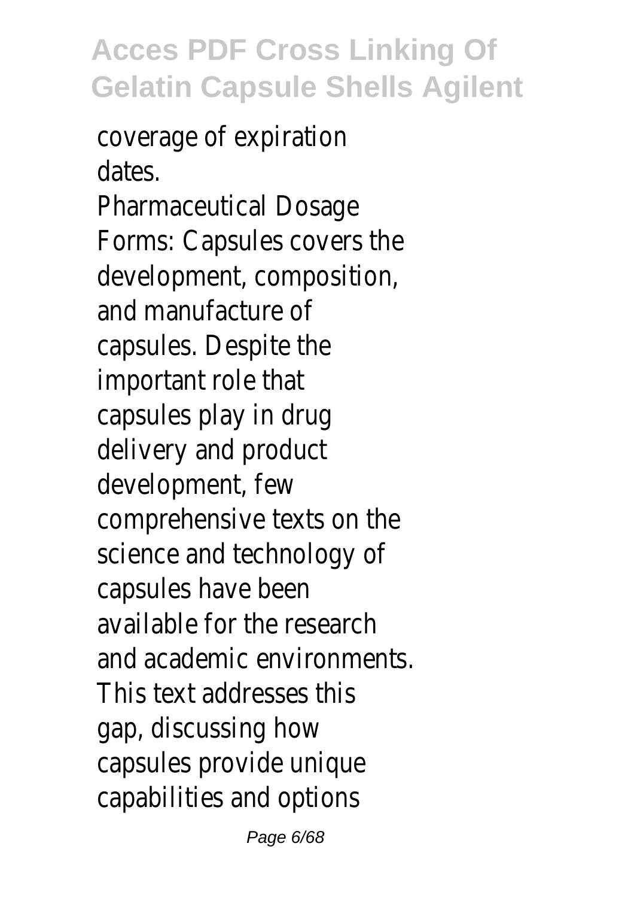coverage of expiration dates.

Pharmaceutical Dosage Forms: Capsules covers the development, composition, and manufacture of capsules. Despite the important role that capsules play in drug delivery and product development, few comprehensive texts on the science and technology of capsules have been available for the research and academic environments. This text addresses this gap, discussing how capsules provide unique capabilities and options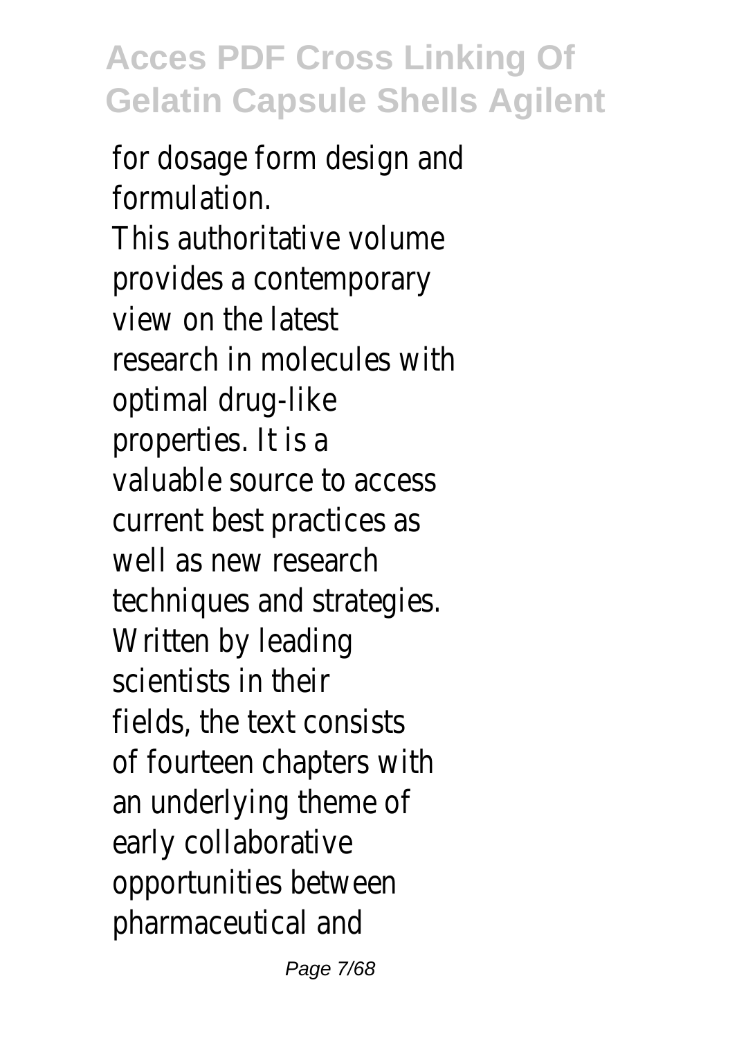for dosage form design and formulation.

This authoritative volume provides a contemporary view on the latest research in molecules with optimal drug-like properties. It is a valuable source to access current best practices as well as new research techniques and strategies. Written by leading scientists in their fields, the text consists of fourteen chapters with an underlying theme of early collaborative opportunities between pharmaceutical and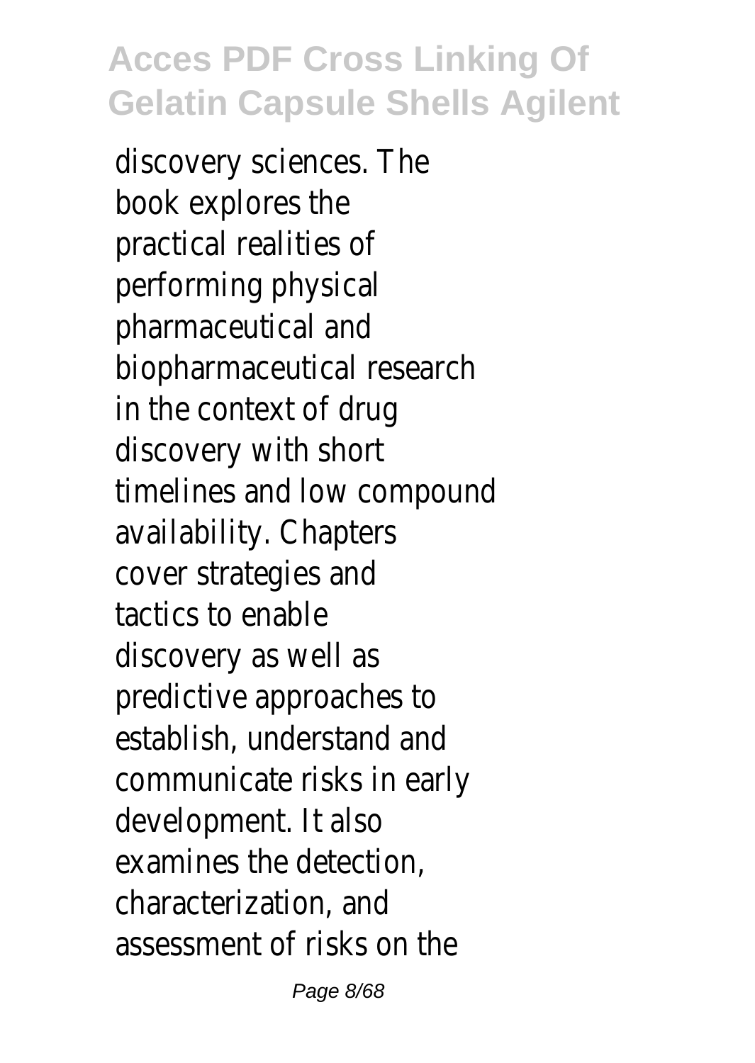discovery sciences. The book explores the practical realities of performing physical pharmaceutical and biopharmaceutical research in the context of drug discovery with short timelines and low compound availability. Chapters cover strategies and tactics to enable discovery as well as predictive approaches to establish, understand and communicate risks in early development. It also examines the detection, characterization, and assessment of risks on the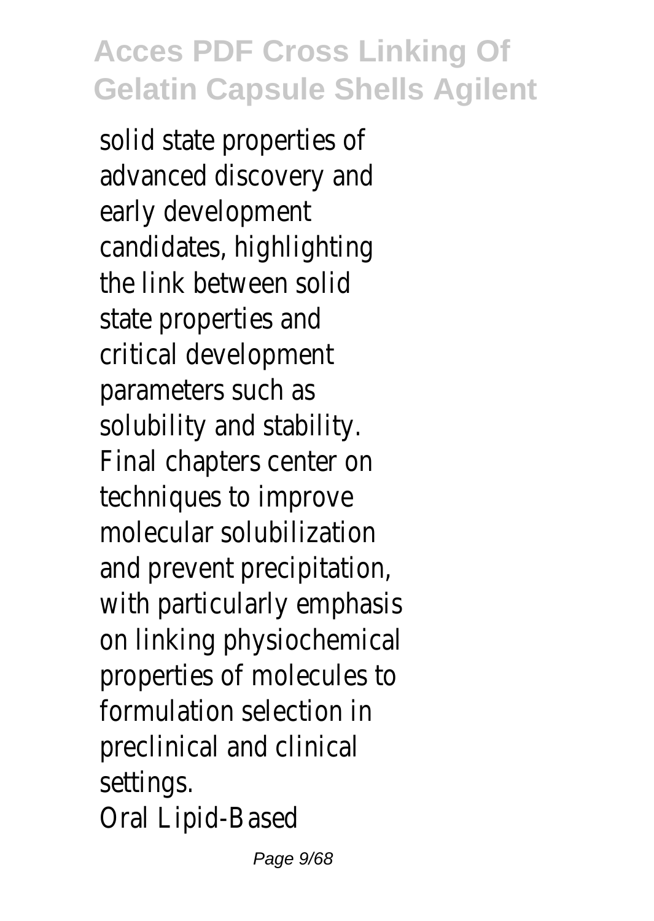solid state properties of advanced discovery and early development candidates, highlighting the link between solid state properties and critical development parameters such as solubility and stability. Final chapters center on techniques to improve molecular solubilization and prevent precipitation, with particularly emphasis on linking physiochemical properties of molecules to formulation selection in preclinical and clinical settings.

Oral Lipid-Based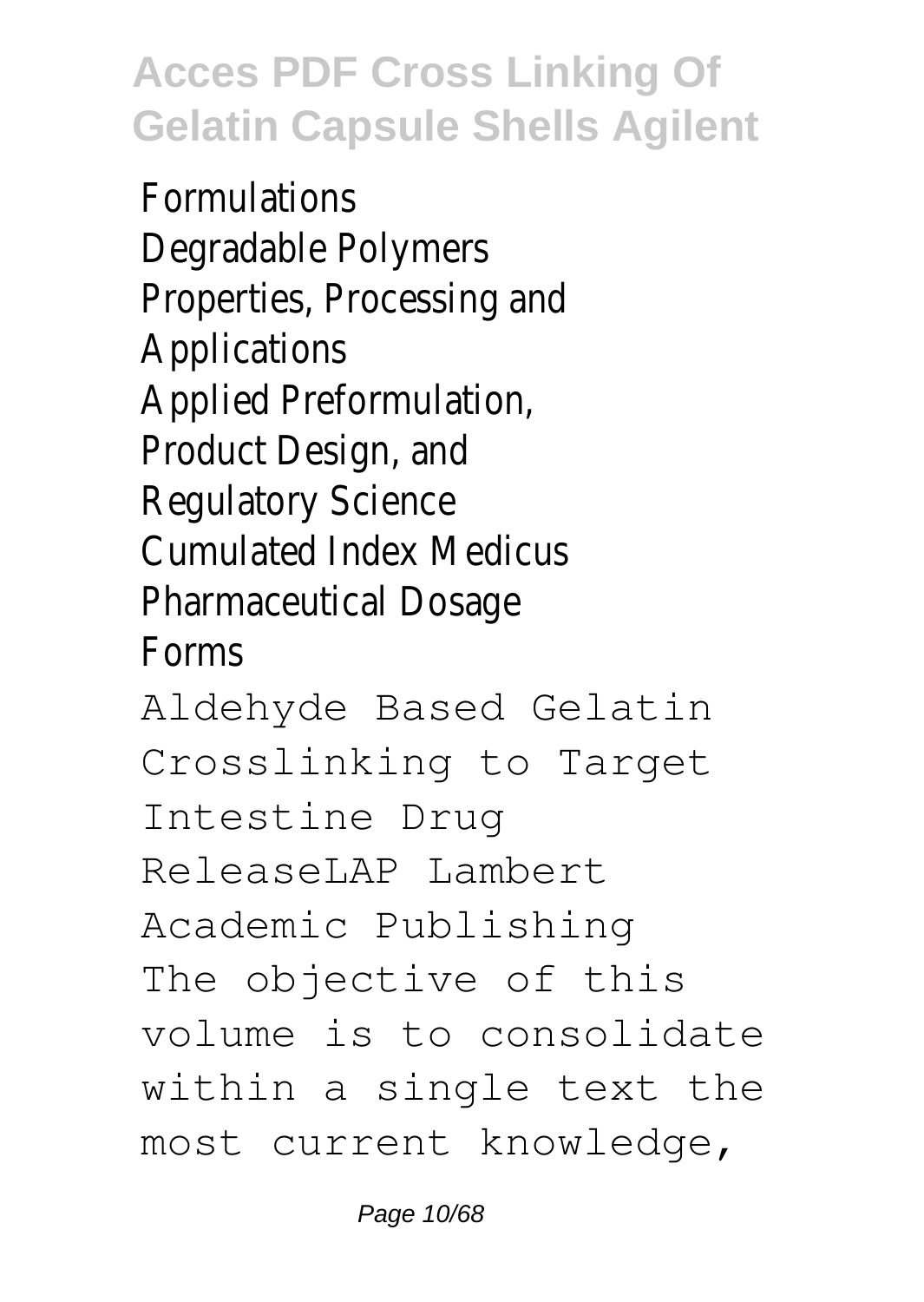Formulations
Degradable Polymers
Properties, Processing and Applications
Applied Preformulation, Product Design, and Regulatory Science
Cumulated Index Medicus
Pharmaceutical Dosage Forms

Aldehyde Based Gelatin Crosslinking to Target Intestine Drug ReleaseLAP Lambert Academic Publishing

The objective of this volume is to consolidate within a single text the most current knowledge,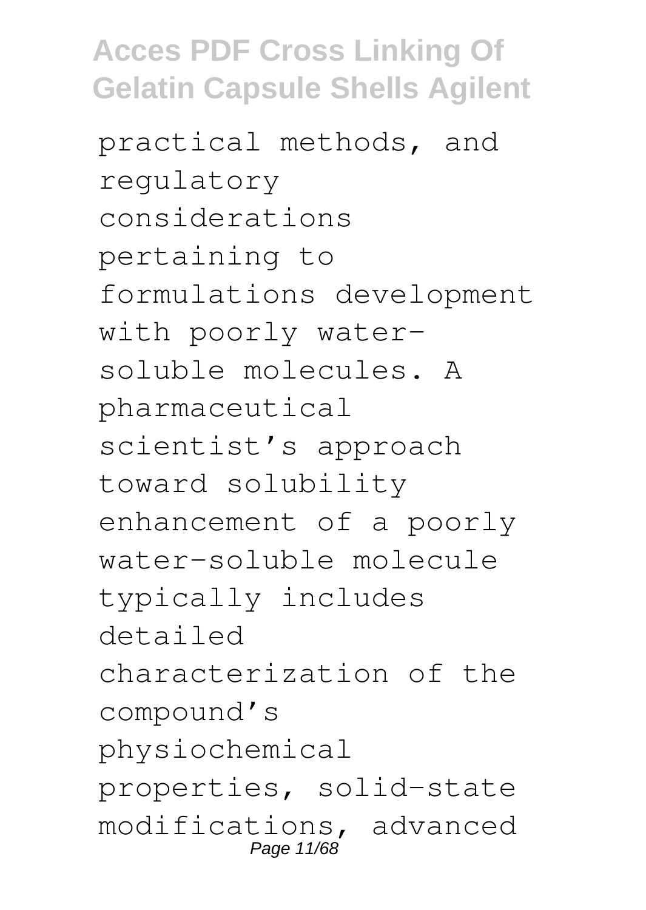practical methods, and regulatory considerations pertaining to formulations development with poorly water-soluble molecules. A pharmaceutical scientist's approach toward solubility enhancement of a poorly water-soluble molecule typically includes detailed characterization of the compound's physiochemical properties, solid-state modifications, advanced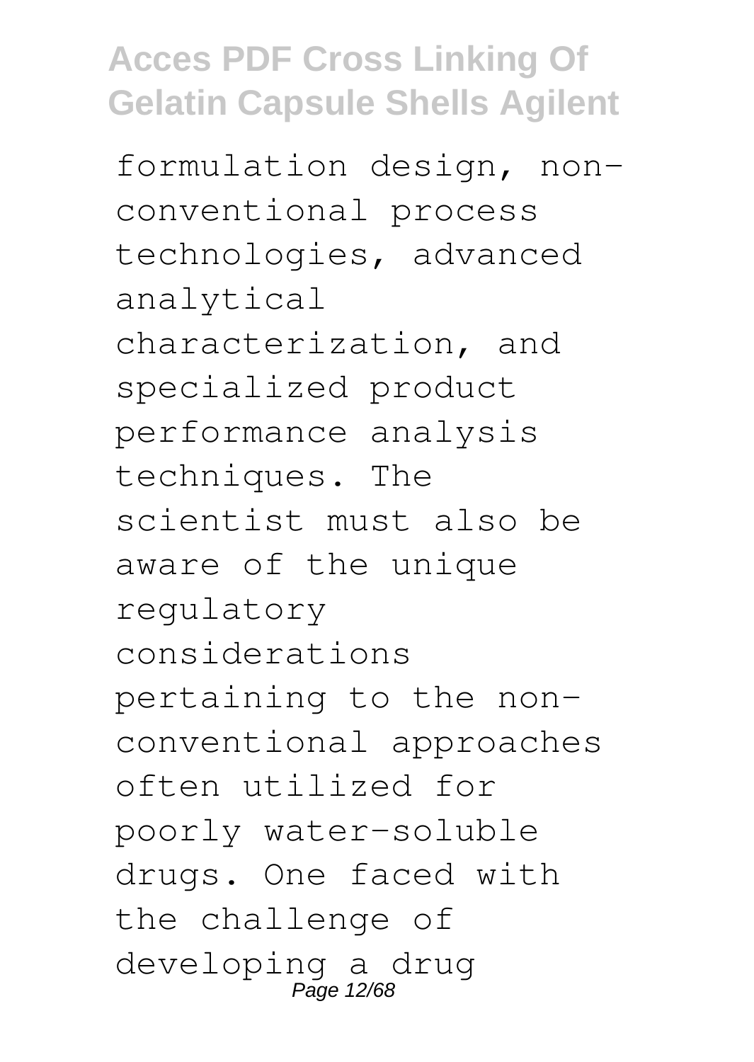formulation design, non-conventional process technologies, advanced analytical characterization, and specialized product performance analysis techniques. The scientist must also be aware of the unique regulatory considerations pertaining to the non-conventional approaches often utilized for poorly water-soluble drugs. One faced with the challenge of developing a drug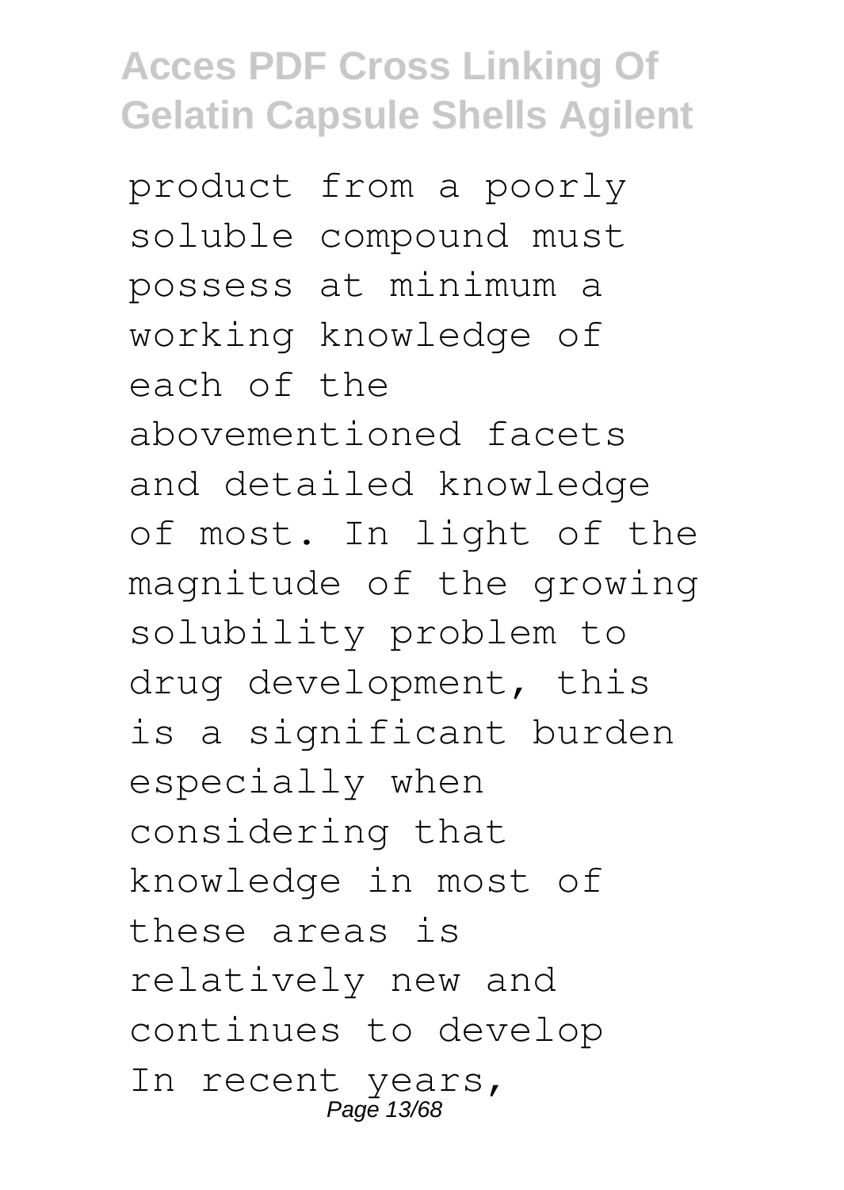product from a poorly soluble compound must possess at minimum a working knowledge of each of the abovementioned facets and detailed knowledge of most. In light of the magnitude of the growing solubility problem to drug development, this is a significant burden especially when considering that knowledge in most of these areas is relatively new and continues to develop

In recent years,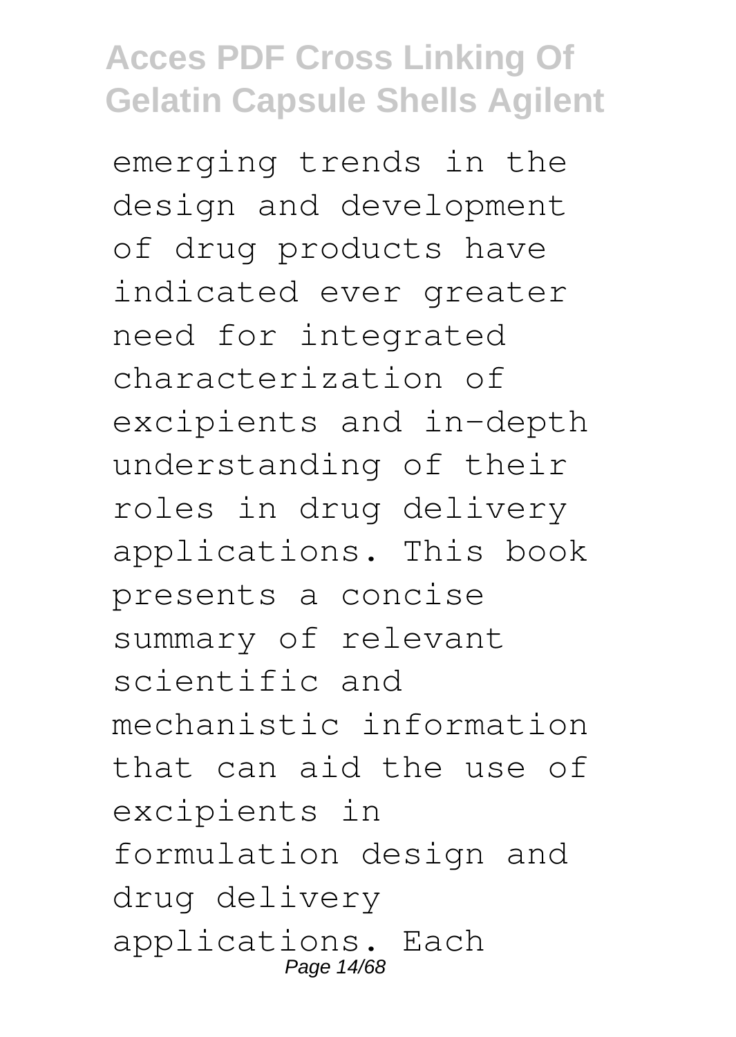emerging trends in the design and development of drug products have indicated ever greater need for integrated characterization of excipients and in-depth understanding of their roles in drug delivery applications. This book presents a concise summary of relevant scientific and mechanistic information that can aid the use of excipients in formulation design and drug delivery applications. Each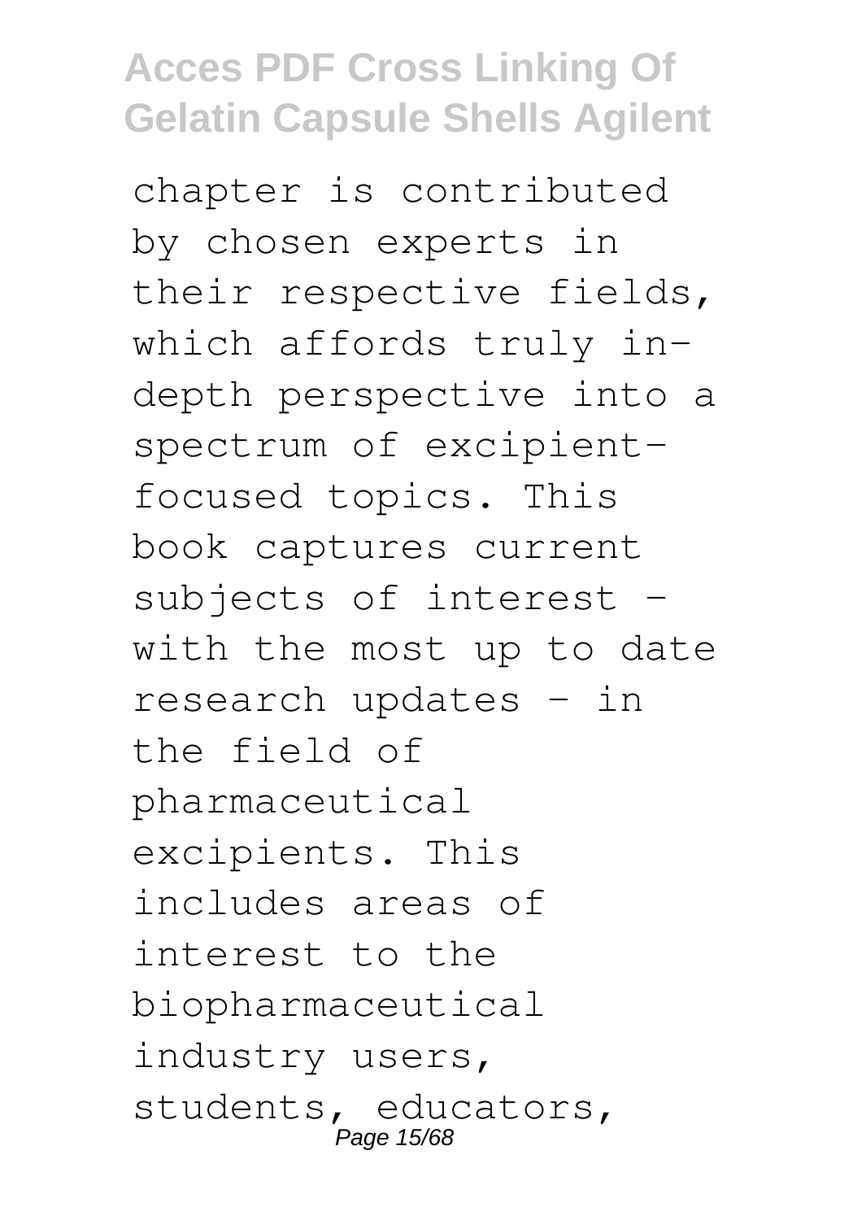chapter is contributed by chosen experts in their respective fields, which affords truly in-depth perspective into a spectrum of excipient-focused topics. This book captures current subjects of interest - with the most up to date research updates - in the field of pharmaceutical excipients. This includes areas of interest to the biopharmaceutical industry users, students, educators,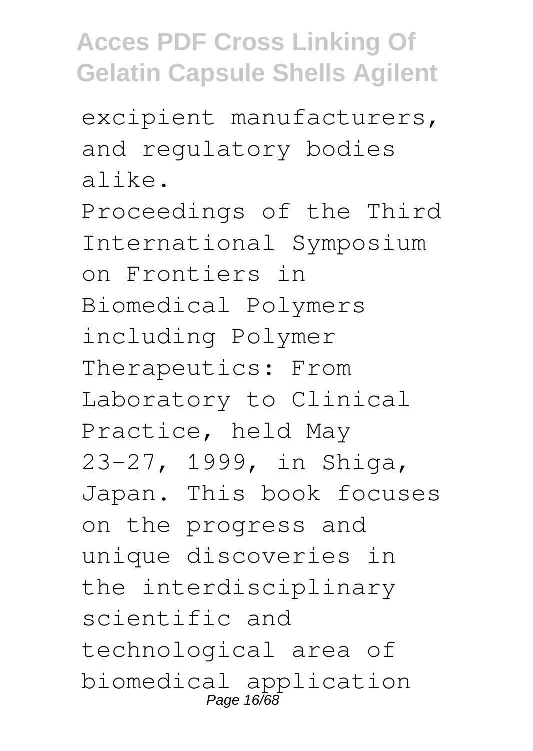excipient manufacturers, and regulatory bodies alike.

Proceedings of the Third International Symposium on Frontiers in Biomedical Polymers including Polymer Therapeutics: From Laboratory to Clinical Practice, held May 23-27, 1999, in Shiga, Japan. This book focuses on the progress and unique discoveries in the interdisciplinary scientific and technological area of biomedical application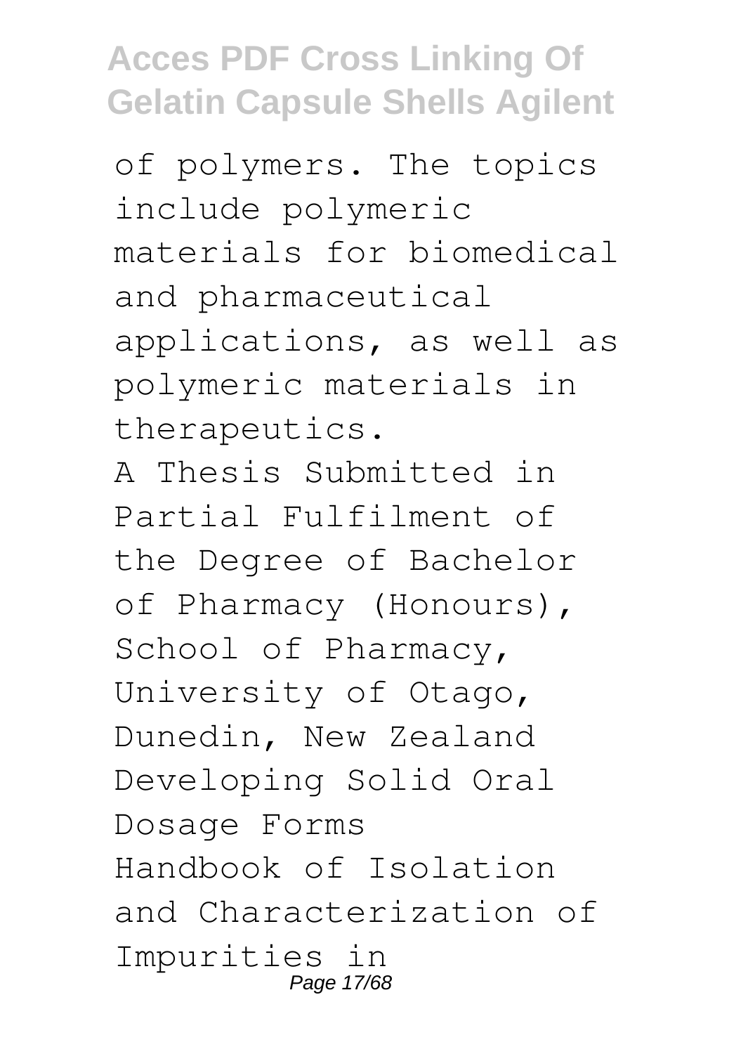of polymers. The topics include polymeric materials for biomedical and pharmaceutical applications, as well as polymeric materials in therapeutics.

A Thesis Submitted in Partial Fulfilment of the Degree of Bachelor of Pharmacy (Honours), School of Pharmacy, University of Otago, Dunedin, New Zealand

Developing Solid Oral Dosage Forms

Handbook of Isolation and Characterization of Impurities in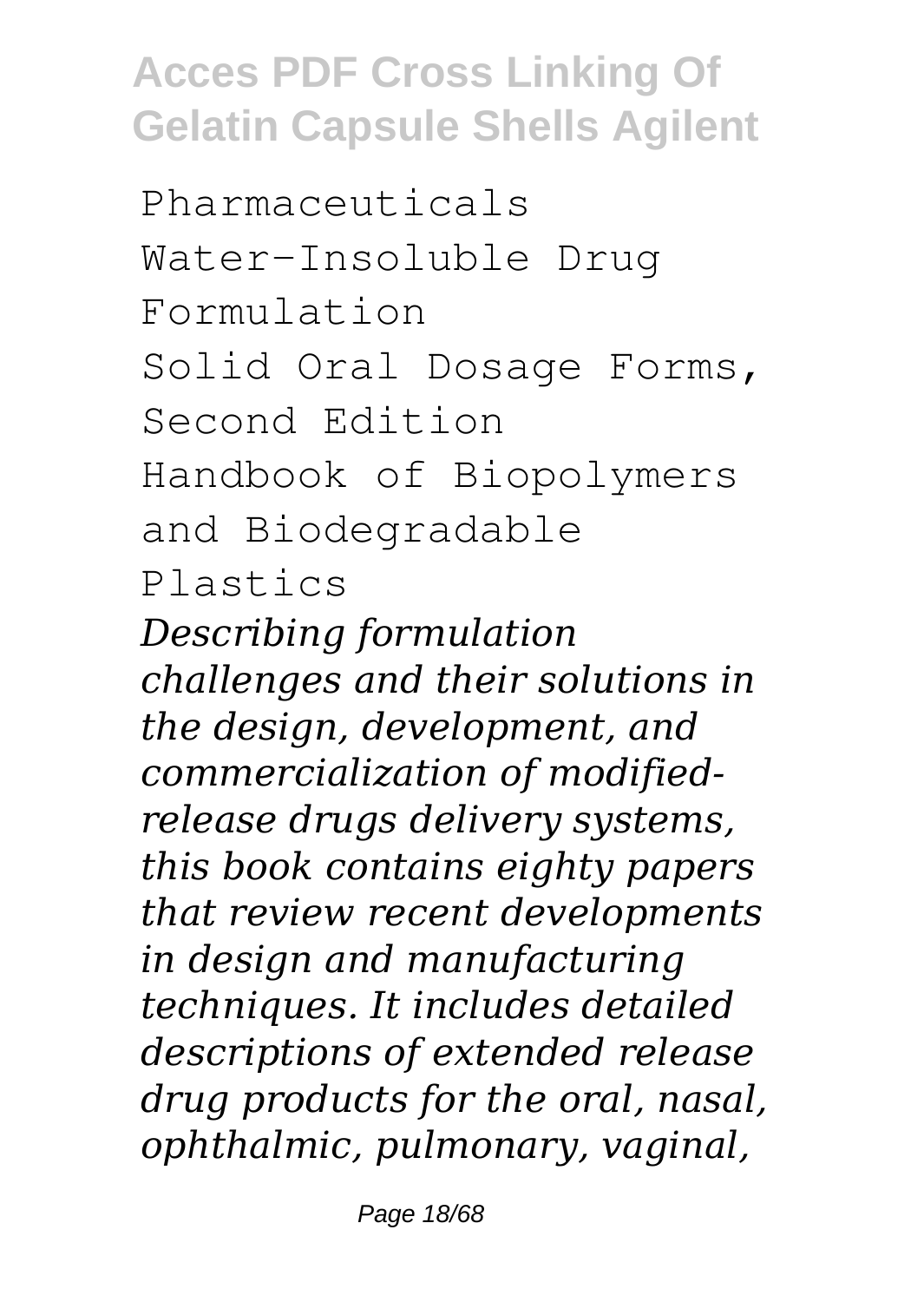Pharmaceuticals
Water-Insoluble Drug Formulation
Solid Oral Dosage Forms, Second Edition
Handbook of Biopolymers and Biodegradable Plastics

*Describing formulation challenges and their solutions in the design, development, and commercialization of modified-release drugs delivery systems, this book contains eighty papers that review recent developments in design and manufacturing techniques. It includes detailed descriptions of extended release drug products for the oral, nasal, ophthalmic, pulmonary, vaginal,*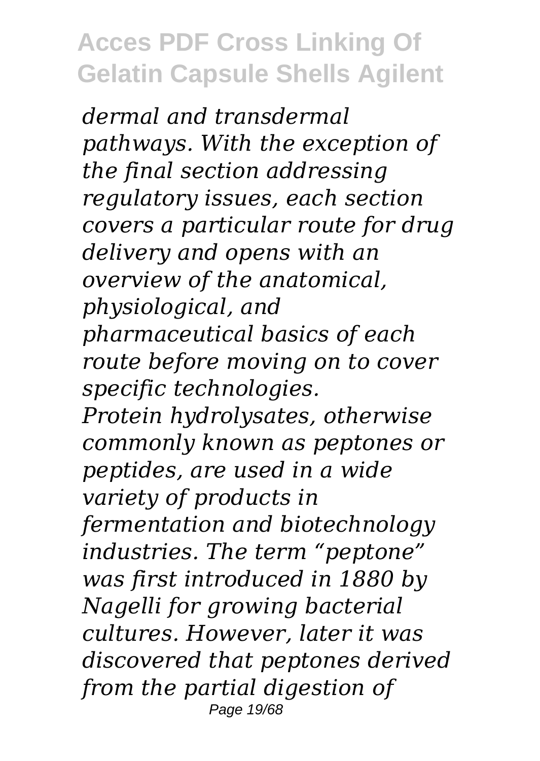*dermal and transdermal pathways. With the exception of the final section addressing regulatory issues, each section covers a particular route for drug delivery and opens with an overview of the anatomical, physiological, and pharmaceutical basics of each route before moving on to cover specific technologies.*

*Protein hydrolysates, otherwise commonly known as peptones or peptides, are used in a wide variety of products in fermentation and biotechnology industries. The term "peptone" was first introduced in 1880 by Nagelli for growing bacterial cultures. However, later it was discovered that peptones derived from the partial digestion of*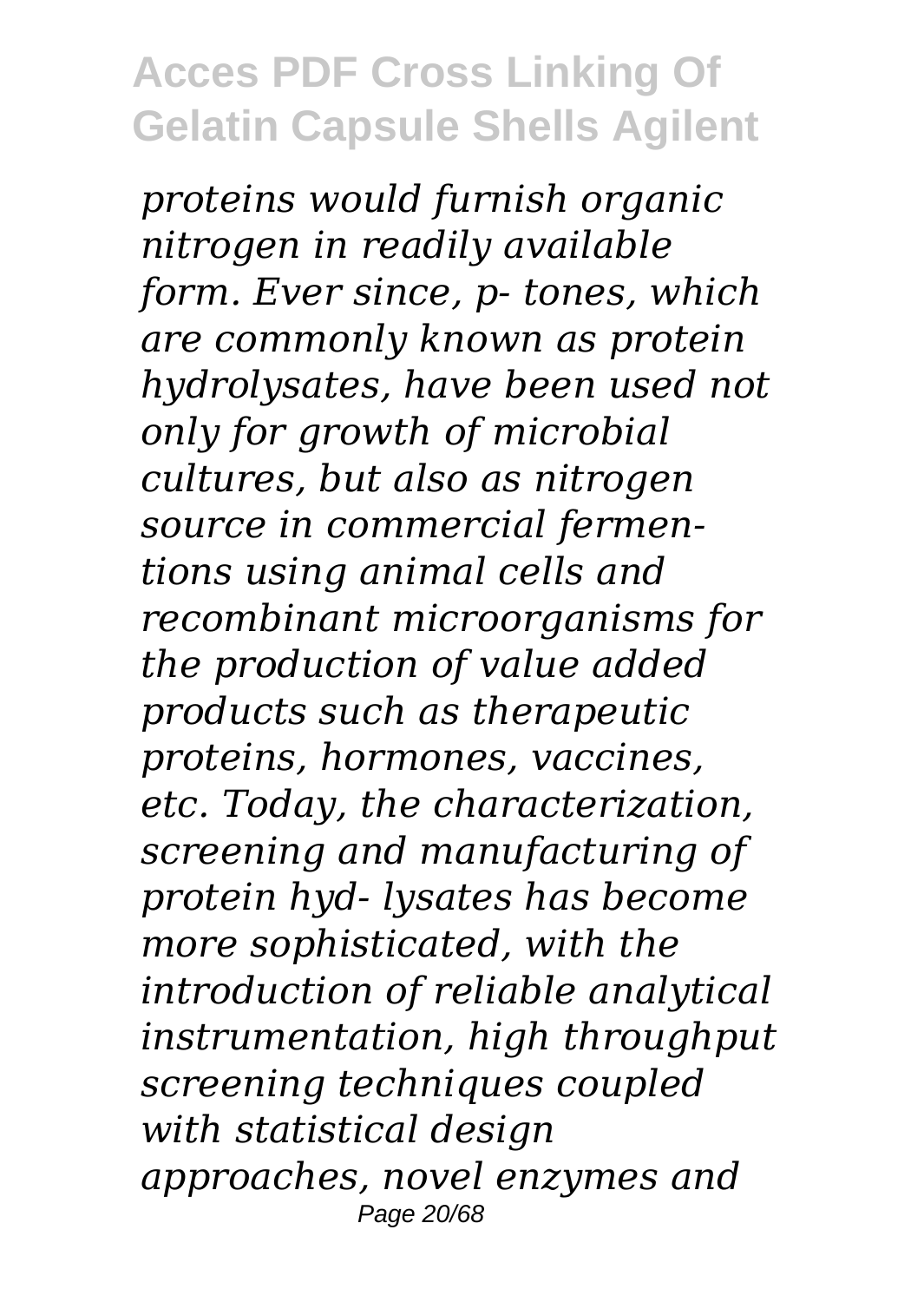*proteins would furnish organic nitrogen in readily available form. Ever since, p- tones, which are commonly known as protein hydrolysates, have been used not only for growth of microbial cultures, but also as nitrogen source in commercial fermentations using animal cells and recombinant microorganisms for the production of value added products such as therapeutic proteins, hormones, vaccines, etc. Today, the characterization, screening and manufacturing of protein hyd- lysates has become more sophisticated, with the introduction of reliable analytical instrumentation, high throughput screening techniques coupled with statistical design approaches, novel enzymes and*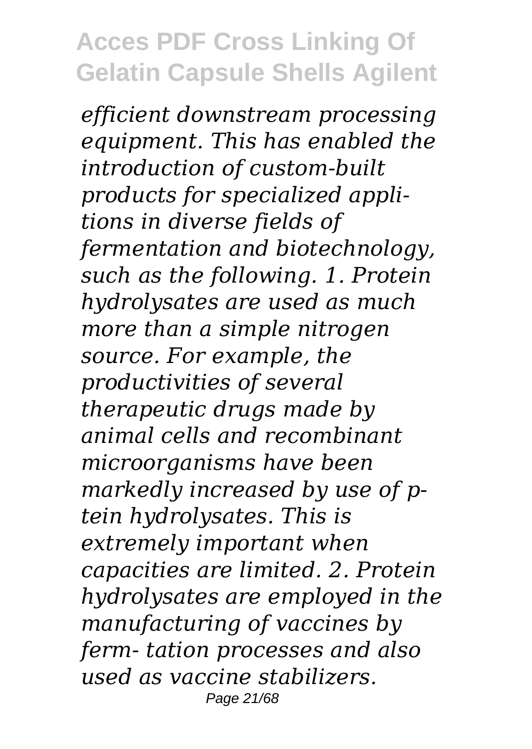*efficient downstream processing equipment. This has enabled the introduction of custom-built products for specialized appli- tions in diverse fields of fermentation and biotechnology, such as the following. 1. Protein hydrolysates are used as much more than a simple nitrogen source. For example, the productivities of several therapeutic drugs made by animal cells and recombinant microorganisms have been markedly increased by use of p- tein hydrolysates. This is extremely important when capacities are limited. 2. Protein hydrolysates are employed in the manufacturing of vaccines by ferm- tation processes and also used as vaccine stabilizers.*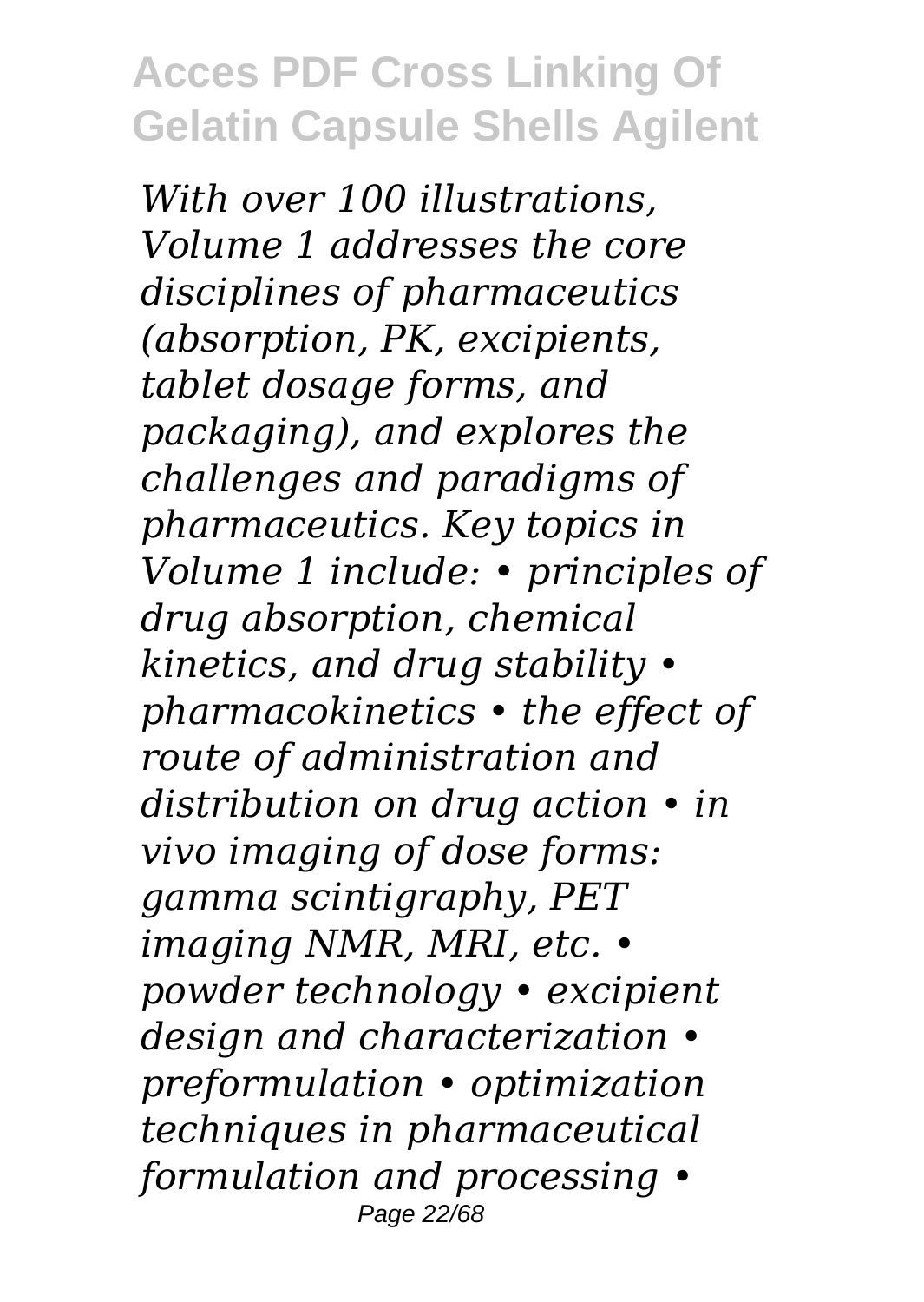*With over 100 illustrations, Volume 1 addresses the core disciplines of pharmaceutics (absorption, PK, excipients, tablet dosage forms, and packaging), and explores the challenges and paradigms of pharmaceutics. Key topics in Volume 1 include: • principles of drug absorption, chemical kinetics, and drug stability • pharmacokinetics • the effect of route of administration and distribution on drug action • in vivo imaging of dose forms: gamma scintigraphy, PET imaging NMR, MRI, etc. • powder technology • excipient design and characterization • preformulation • optimization techniques in pharmaceutical formulation and processing •*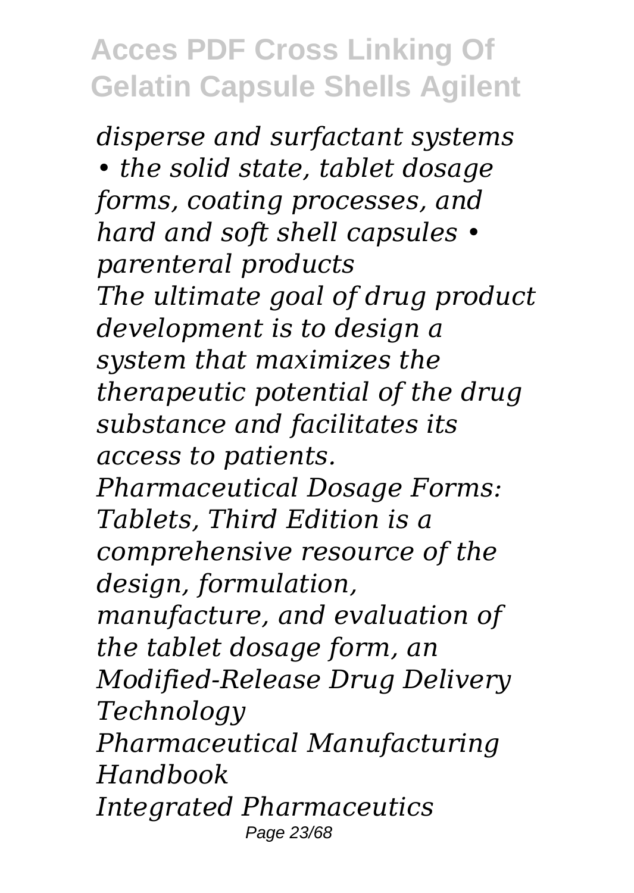*disperse and surfactant systems • the solid state, tablet dosage forms, coating processes, and hard and soft shell capsules • parenteral products*

*The ultimate goal of drug product development is to design a system that maximizes the therapeutic potential of the drug substance and facilitates its access to patients. Pharmaceutical Dosage Forms: Tablets, Third Edition is a comprehensive resource of the design, formulation, manufacture, and evaluation of the tablet dosage form, an*

*Modified-Release Drug Delivery Technology*

*Pharmaceutical Manufacturing Handbook*

*Integrated Pharmaceutics*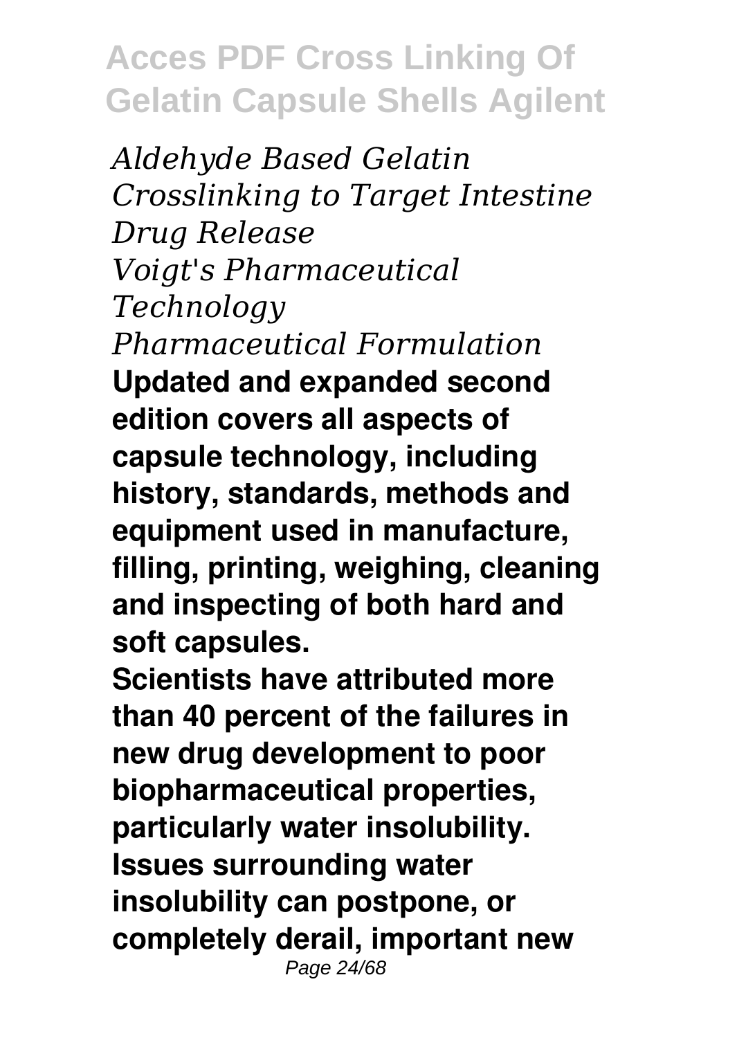*Aldehyde Based Gelatin Crosslinking to Target Intestine Drug Release*
*Voigt's Pharmaceutical Technology*
*Pharmaceutical Formulation*

**Updated and expanded second edition covers all aspects of capsule technology, including history, standards, methods and equipment used in manufacture, filling, printing, weighing, cleaning and inspecting of both hard and soft capsules.**

**Scientists have attributed more than 40 percent of the failures in new drug development to poor biopharmaceutical properties, particularly water insolubility. Issues surrounding water insolubility can postpone, or completely derail, important new**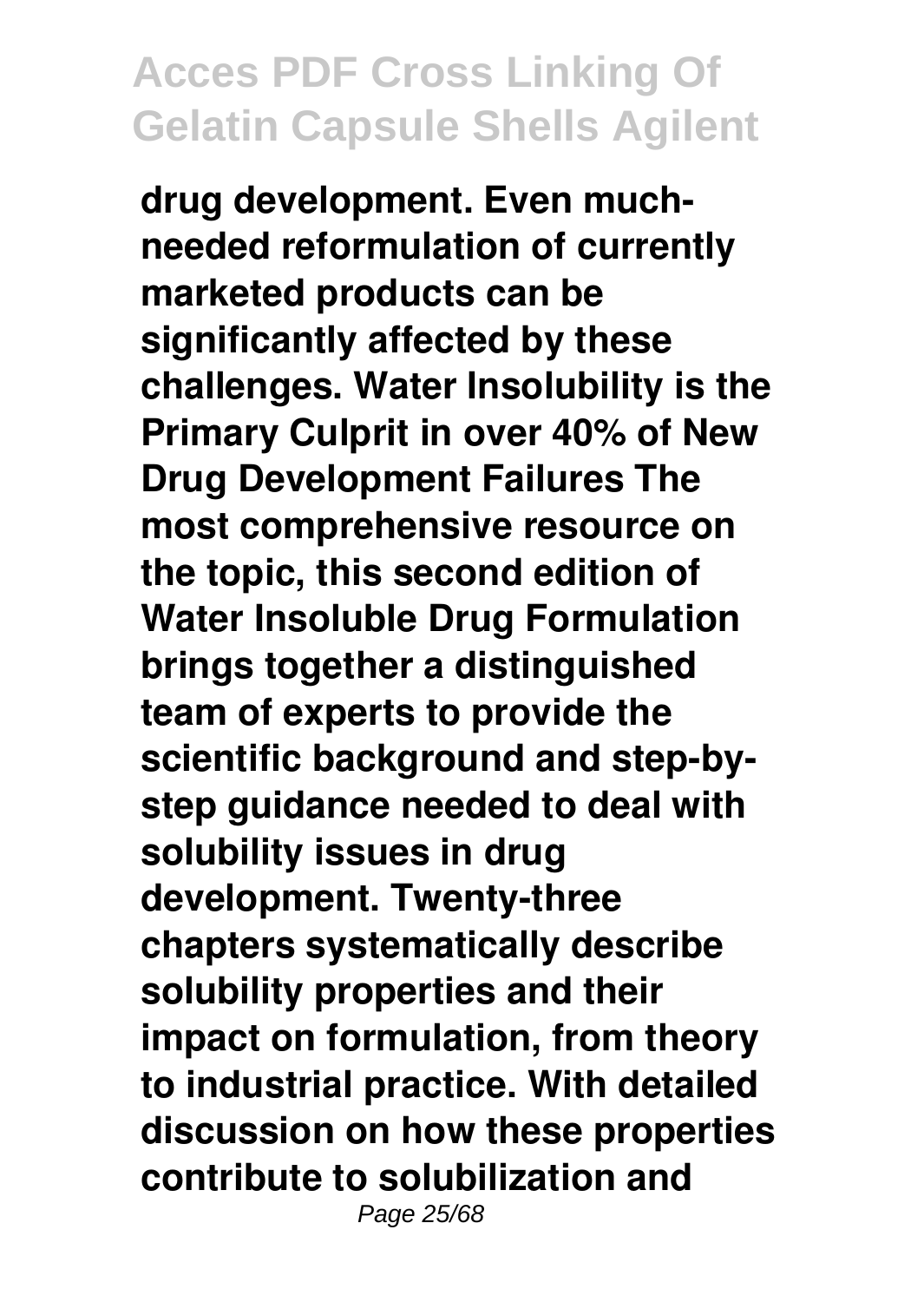**drug development. Even much-needed reformulation of currently marketed products can be significantly affected by these challenges. Water Insolubility is the Primary Culprit in over 40% of New Drug Development Failures The most comprehensive resource on the topic, this second edition of Water Insoluble Drug Formulation brings together a distinguished team of experts to provide the scientific background and step-by-step guidance needed to deal with solubility issues in drug development. Twenty-three chapters systematically describe solubility properties and their impact on formulation, from theory to industrial practice. With detailed discussion on how these properties contribute to solubilization and**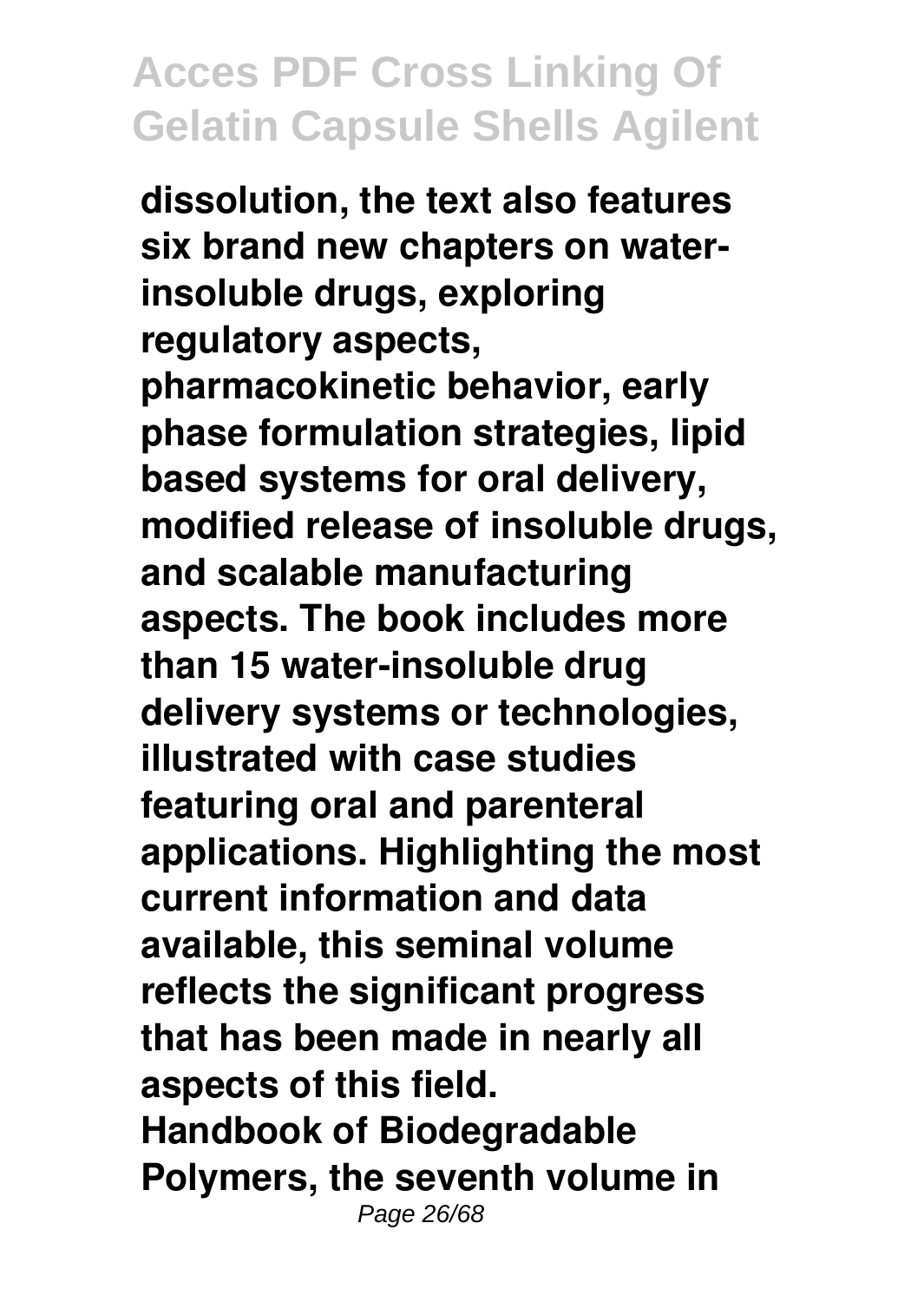**dissolution, the text also features six brand new chapters on water-insoluble drugs, exploring regulatory aspects, pharmacokinetic behavior, early phase formulation strategies, lipid based systems for oral delivery, modified release of insoluble drugs, and scalable manufacturing aspects. The book includes more than 15 water-insoluble drug delivery systems or technologies, illustrated with case studies featuring oral and parenteral applications. Highlighting the most current information and data available, this seminal volume reflects the significant progress that has been made in nearly all aspects of this field.**

**Handbook of Biodegradable Polymers, the seventh volume in**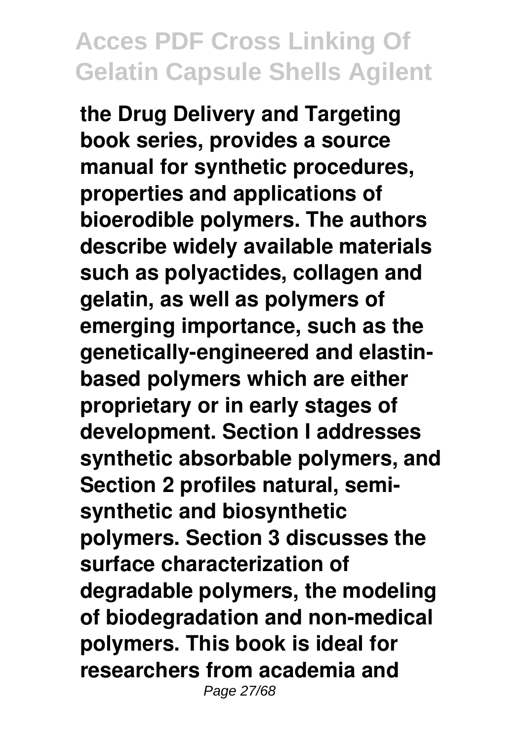**the Drug Delivery and Targeting book series, provides a source manual for synthetic procedures, properties and applications of bioerodible polymers. The authors describe widely available materials such as polyactides, collagen and gelatin, as well as polymers of emerging importance, such as the genetically-engineered and elastin-based polymers which are either proprietary or in early stages of development. Section I addresses synthetic absorbable polymers, and Section 2 profiles natural, semi-synthetic and biosynthetic polymers. Section 3 discusses the surface characterization of degradable polymers, the modeling of biodegradation and non-medical polymers. This book is ideal for researchers from academia and**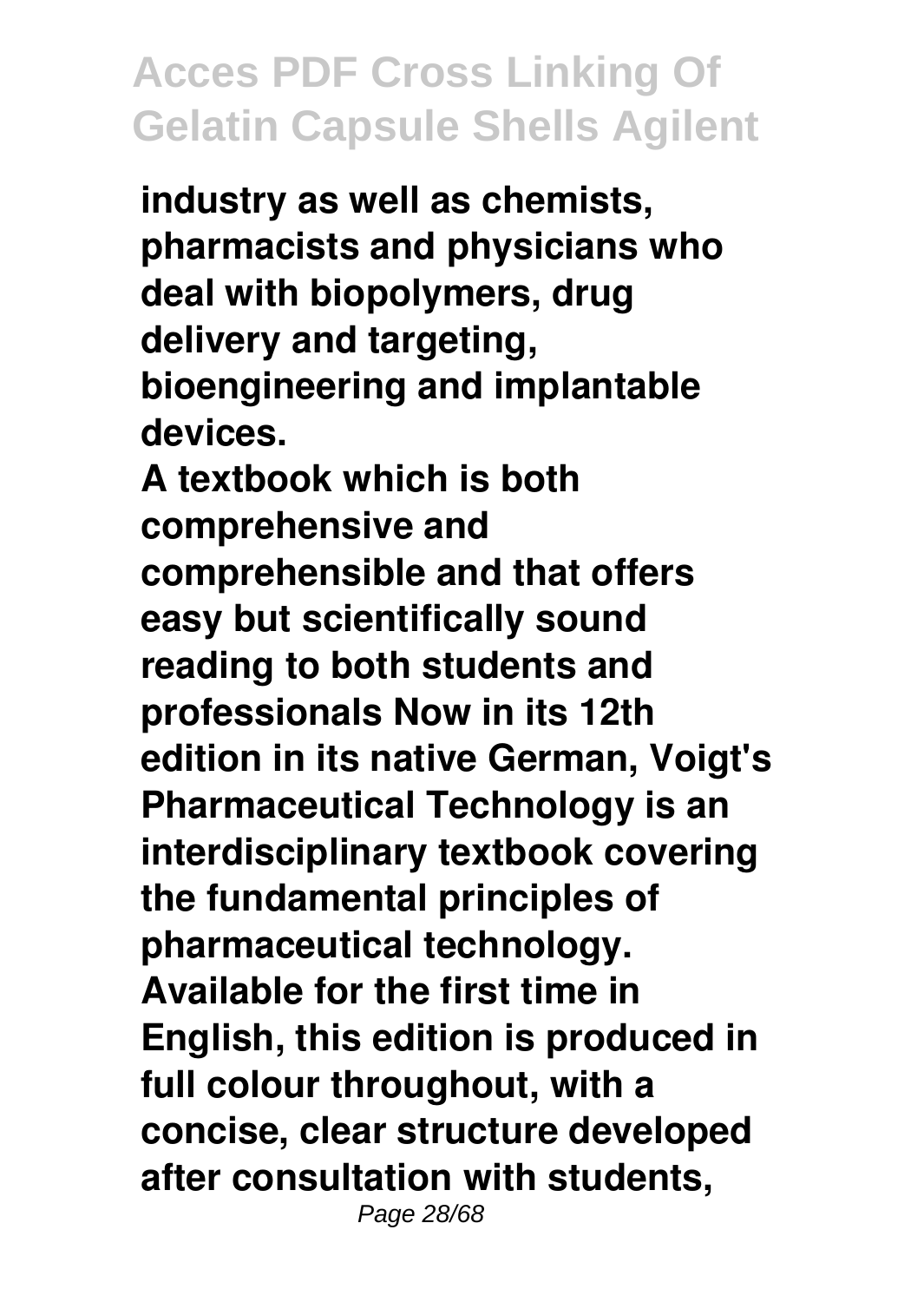**industry as well as chemists, pharmacists and physicians who deal with biopolymers, drug delivery and targeting, bioengineering and implantable devices.**

**A textbook which is both comprehensive and comprehensible and that offers easy but scientifically sound reading to both students and professionals Now in its 12th edition in its native German, Voigt's Pharmaceutical Technology is an interdisciplinary textbook covering the fundamental principles of pharmaceutical technology. Available for the first time in English, this edition is produced in full colour throughout, with a concise, clear structure developed after consultation with students,**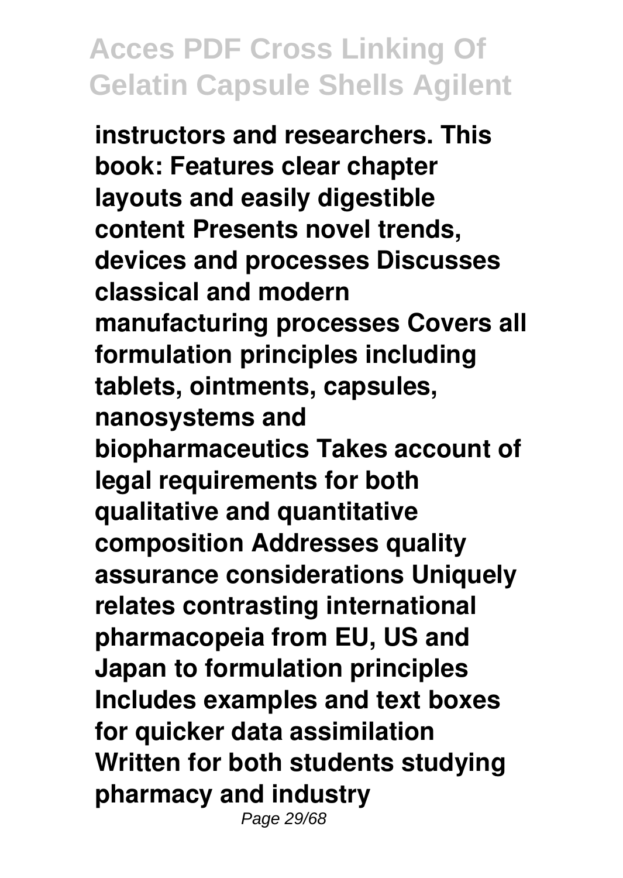**instructors and researchers. This book: Features clear chapter layouts and easily digestible content Presents novel trends, devices and processes Discusses classical and modern manufacturing processes Covers all formulation principles including tablets, ointments, capsules, nanosystems and biopharmaceutics Takes account of legal requirements for both qualitative and quantitative composition Addresses quality assurance considerations Uniquely relates contrasting international pharmacopeia from EU, US and Japan to formulation principles Includes examples and text boxes for quicker data assimilation Written for both students studying pharmacy and industry**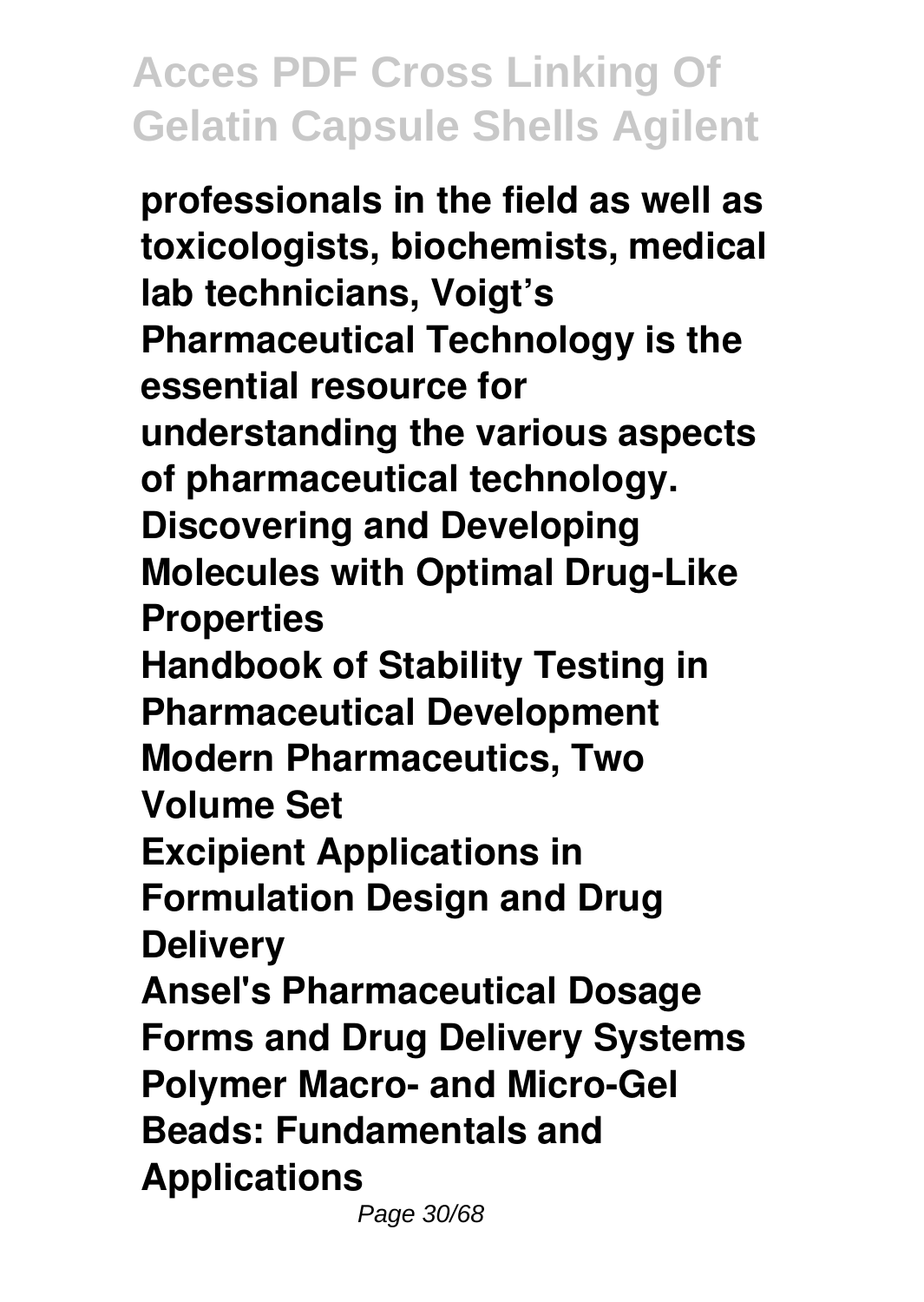**professionals in the field as well as toxicologists, biochemists, medical lab technicians, Voigt's Pharmaceutical Technology is the essential resource for understanding the various aspects of pharmaceutical technology.**

**Discovering and Developing Molecules with Optimal Drug-Like Properties**

**Handbook of Stability Testing in Pharmaceutical Development**

**Modern Pharmaceutics, Two Volume Set**

**Excipient Applications in Formulation Design and Drug Delivery**

**Ansel's Pharmaceutical Dosage Forms and Drug Delivery Systems**

**Polymer Macro- and Micro-Gel Beads: Fundamentals and Applications**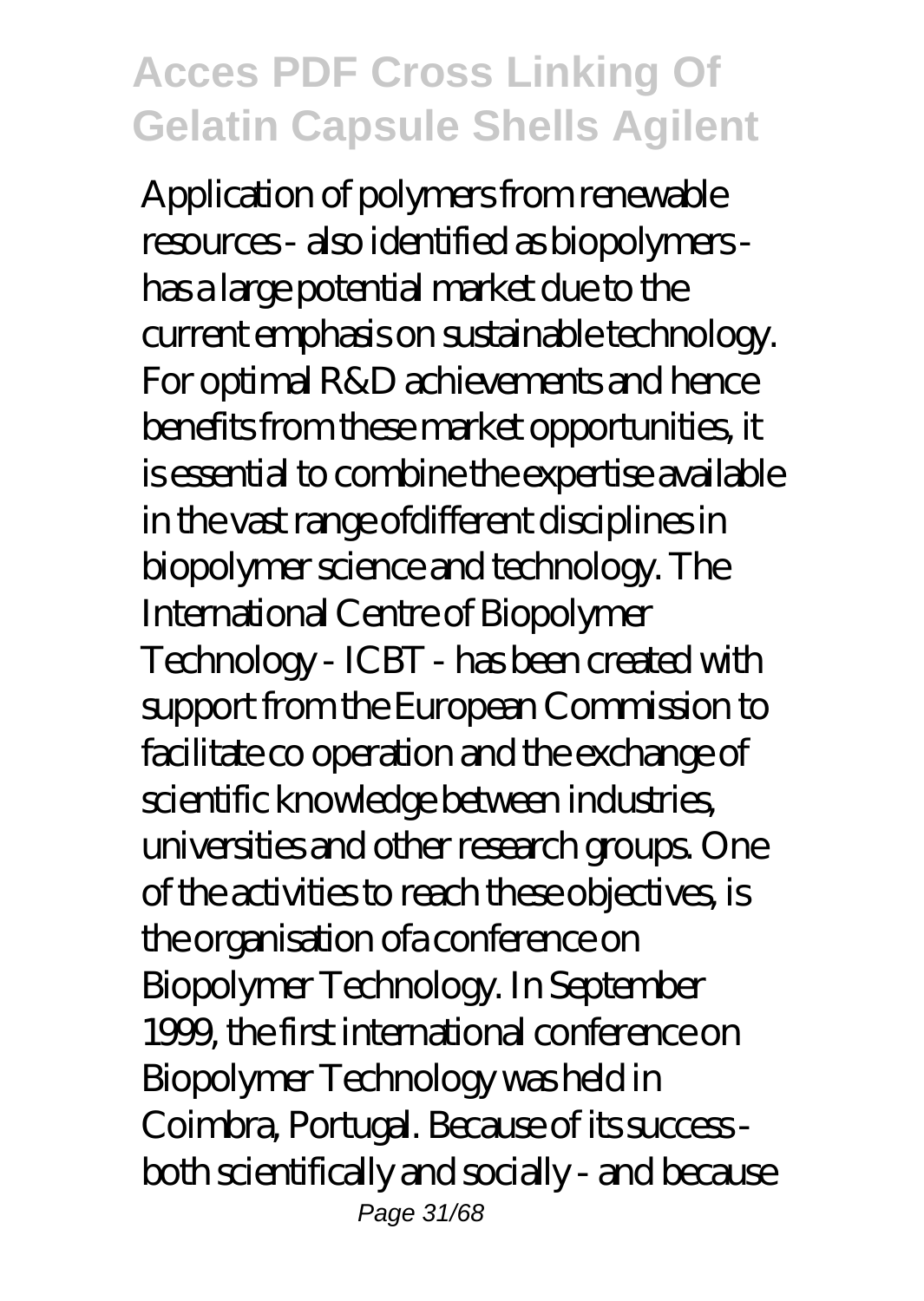Application of polymers from renewable resources - also identified as biopolymers - has a large potential market due to the current emphasis on sustainable technology. For optimal R&D achievements and hence benefits from these market opportunities, it is essential to combine the expertise available in the vast range ofdifferent disciplines in biopolymer science and technology. The International Centre of Biopolymer Technology - ICBT - has been created with support from the European Commission to facilitate co operation and the exchange of scientific knowledge between industries, universities and other research groups. One of the activities to reach these objectives, is the organisation ofa conference on Biopolymer Technology. In September 1999, the first international conference on Biopolymer Technology was held in Coimbra, Portugal. Because of its success - both scientifically and socially - and because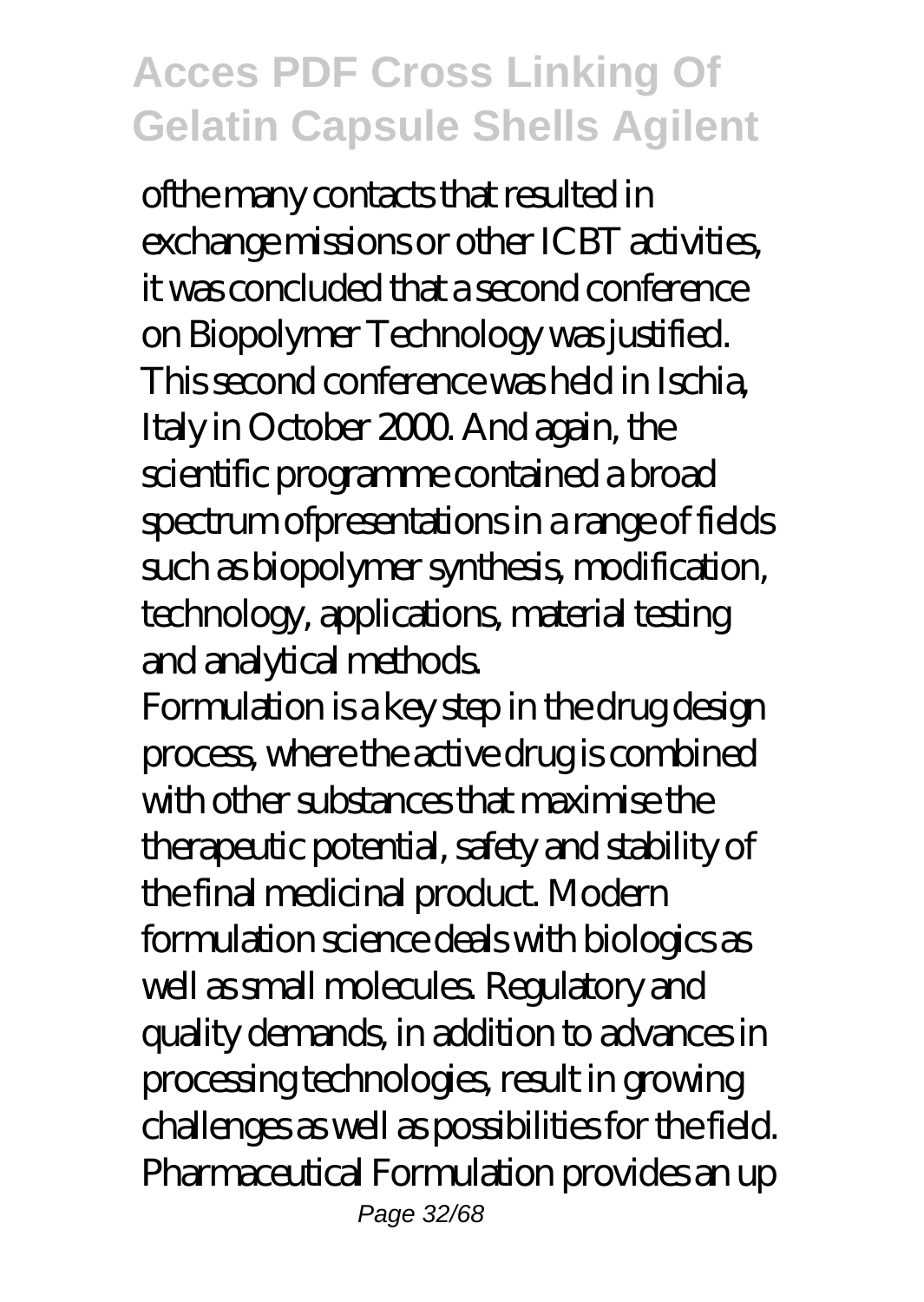ofthe many contacts that resulted in exchange missions or other ICBT activities, it was concluded that a second conference on Biopolymer Technology was justified. This second conference was held in Ischia, Italy in October 2000. And again, the scientific programme contained a broad spectrum ofpresentations in a range of fields such as biopolymer synthesis, modification, technology, applications, material testing and analytical methods.

Formulation is a key step in the drug design process, where the active drug is combined with other substances that maximise the therapeutic potential, safety and stability of the final medicinal product. Modern formulation science deals with biologics as well as small molecules. Regulatory and quality demands, in addition to advances in processing technologies, result in growing challenges as well as possibilities for the field. Pharmaceutical Formulation provides an up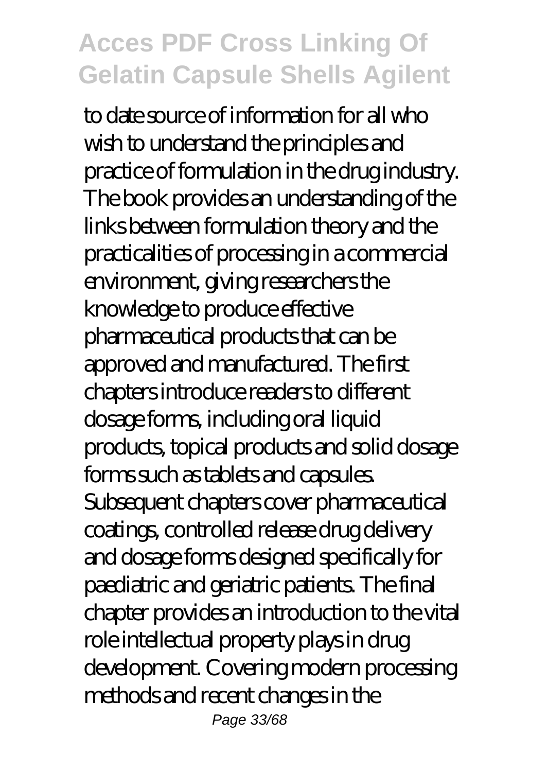to date source of information for all who wish to understand the principles and practice of formulation in the drug industry. The book provides an understanding of the links between formulation theory and the practicalities of processing in a commercial environment, giving researchers the knowledge to produce effective pharmaceutical products that can be approved and manufactured. The first chapters introduce readers to different dosage forms, including oral liquid products, topical products and solid dosage forms such as tablets and capsules. Subsequent chapters cover pharmaceutical coatings, controlled release drug delivery and dosage forms designed specifically for paediatric and geriatric patients. The final chapter provides an introduction to the vital role intellectual property plays in drug development. Covering modern processing methods and recent changes in the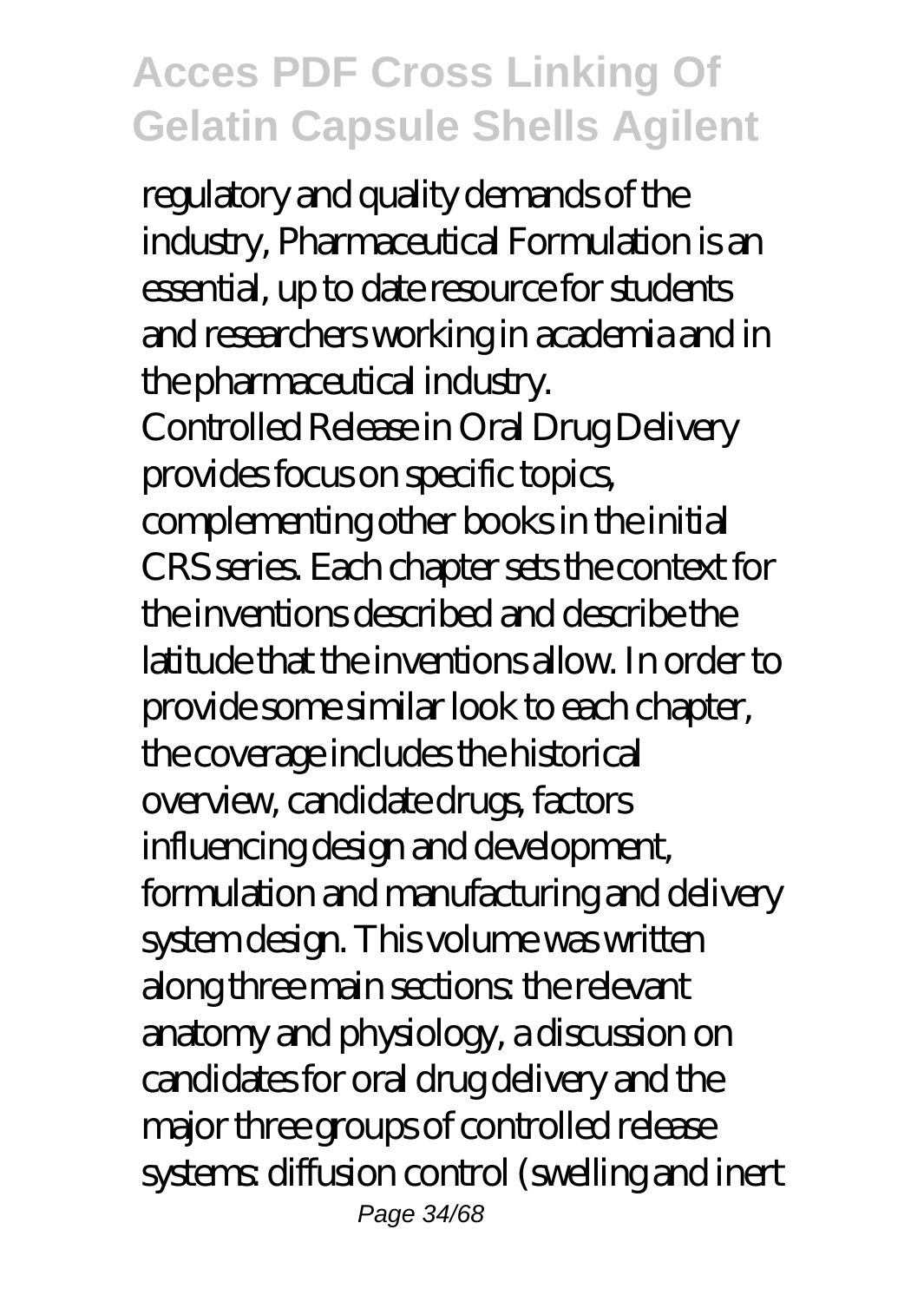regulatory and quality demands of the industry, Pharmaceutical Formulation is an essential, up to date resource for students and researchers working in academia and in the pharmaceutical industry.

Controlled Release in Oral Drug Delivery provides focus on specific topics, complementing other books in the initial CRS series. Each chapter sets the context for the inventions described and describe the latitude that the inventions allow. In order to provide some similar look to each chapter, the coverage includes the historical overview, candidate drugs, factors influencing design and development, formulation and manufacturing and delivery system design. This volume was written along three main sections: the relevant anatomy and physiology, a discussion on candidates for oral drug delivery and the major three groups of controlled release systems: diffusion control (swelling and inert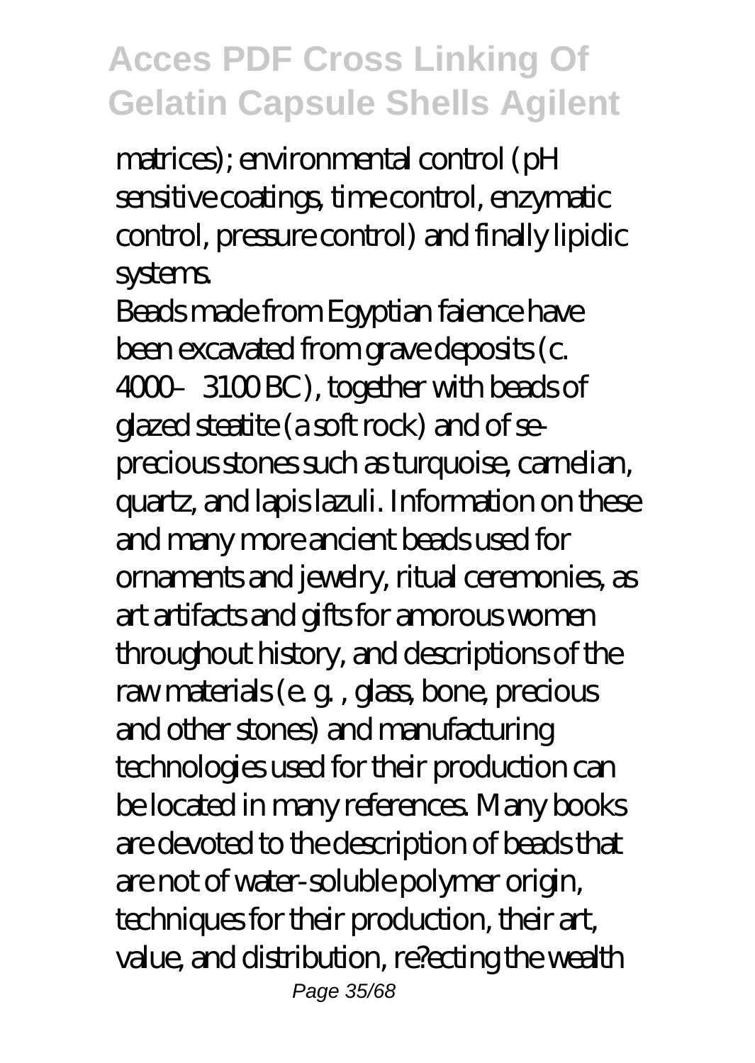matrices); environmental control (pH sensitive coatings, time control, enzymatic control, pressure control) and finally lipidic systems.

Beads made from Egyptian faience have been excavated from grave deposits (c. 4000–3100 BC), together with beads of glazed steatite (a soft rock) and of se-precious stones such as turquoise, carnelian, quartz, and lapis lazuli. Information on these and many more ancient beads used for ornaments and jewelry, ritual ceremonies, as art artifacts and gifts for amorous women throughout history, and descriptions of the raw materials (e. g. , glass, bone, precious and other stones) and manufacturing technologies used for their production can be located in many references. Many books are devoted to the description of beads that are not of water-soluble polymer origin, techniques for their production, their art, value, and distribution, re?ecting the wealth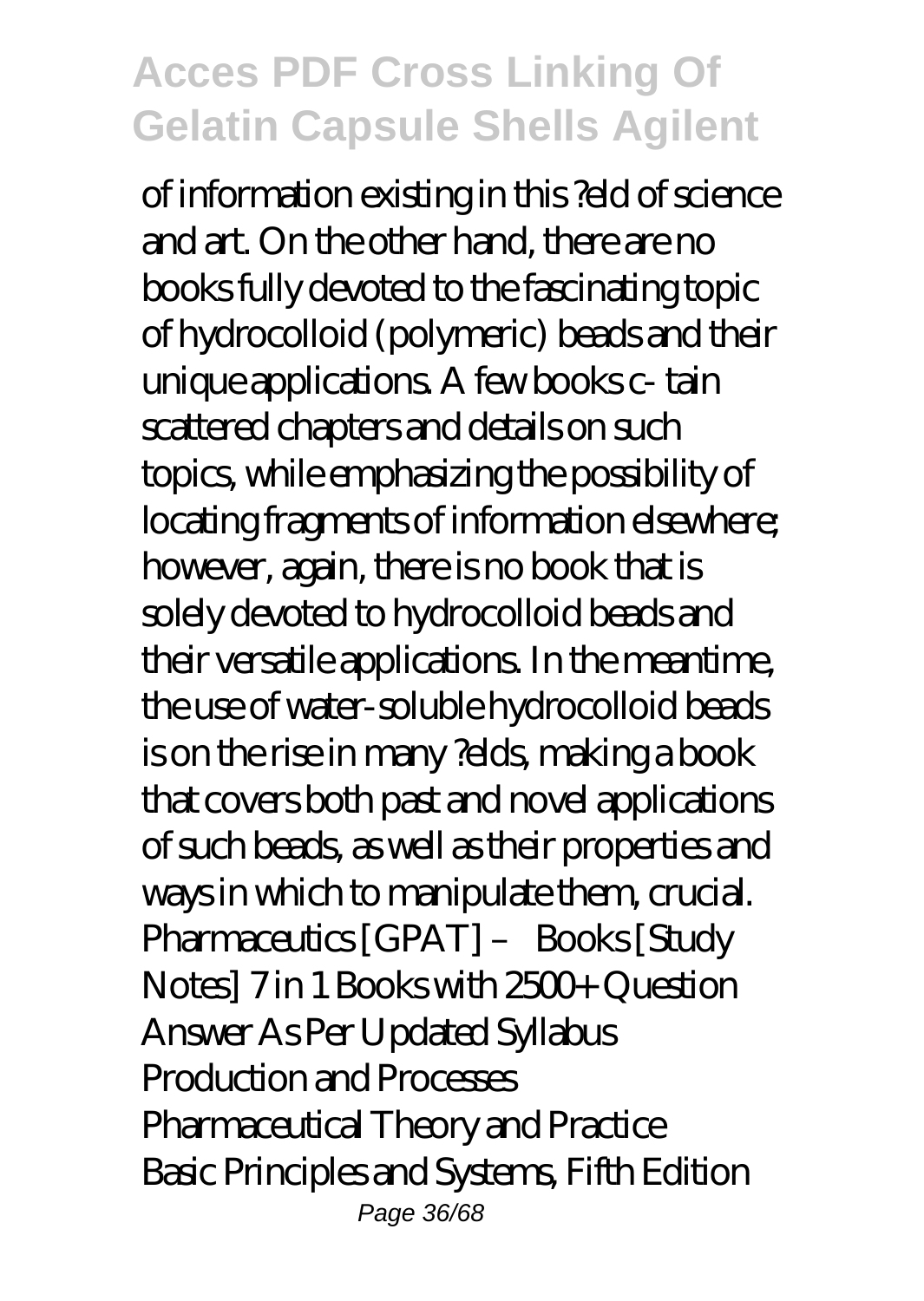of information existing in this ?eld of science and art. On the other hand, there are no books fully devoted to the fascinating topic of hydrocolloid (polymeric) beads and their unique applications. A few books c- tain scattered chapters and details on such topics, while emphasizing the possibility of locating fragments of information elsewhere; however, again, there is no book that is solely devoted to hydrocolloid beads and their versatile applications. In the meantime, the use of water-soluble hydrocolloid beads is on the rise in many ?elds, making a book that covers both past and novel applications of such beads, as well as their properties and ways in which to manipulate them, crucial.

Pharmaceutics [GPAT] – Books [Study Notes] 7 in 1 Books with 2500+ Question Answer As Per Updated Syllabus

Production and Processes

Pharmaceutical Theory and Practice

Basic Principles and Systems, Fifth Edition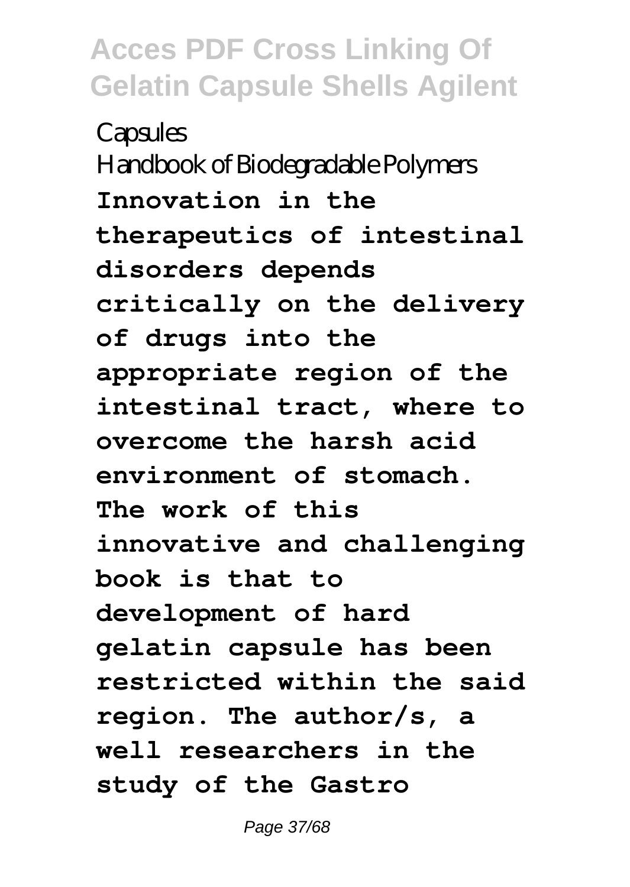Capsules

Handbook of Biodegradable Polymers

**Innovation in the therapeutics of intestinal disorders depends critically on the delivery of drugs into the appropriate region of the intestinal tract, where to overcome the harsh acid environment of stomach. The work of this innovative and challenging book is that to development of hard gelatin capsule has been restricted within the said region. The author/s, a well researchers in the study of the Gastro**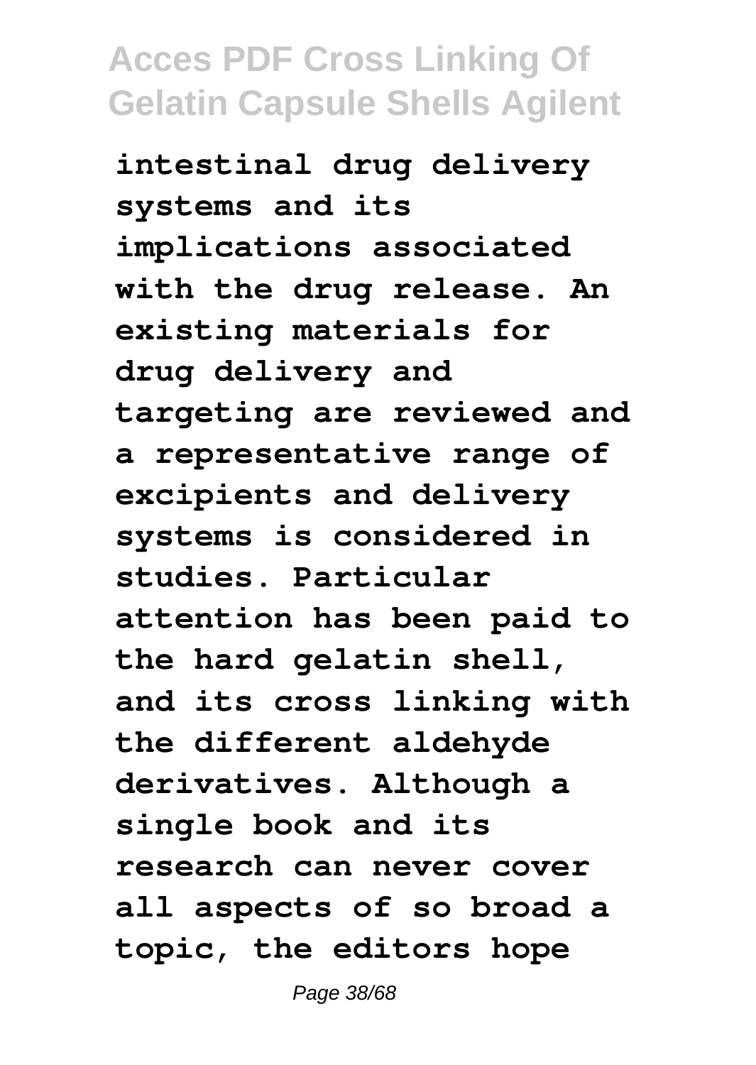**intestinal drug delivery systems and its implications associated with the drug release. An existing materials for drug delivery and targeting are reviewed and a representative range of excipients and delivery systems is considered in studies. Particular attention has been paid to the hard gelatin shell, and its cross linking with the different aldehyde derivatives. Although a single book and its research can never cover all aspects of so broad a topic, the editors hope**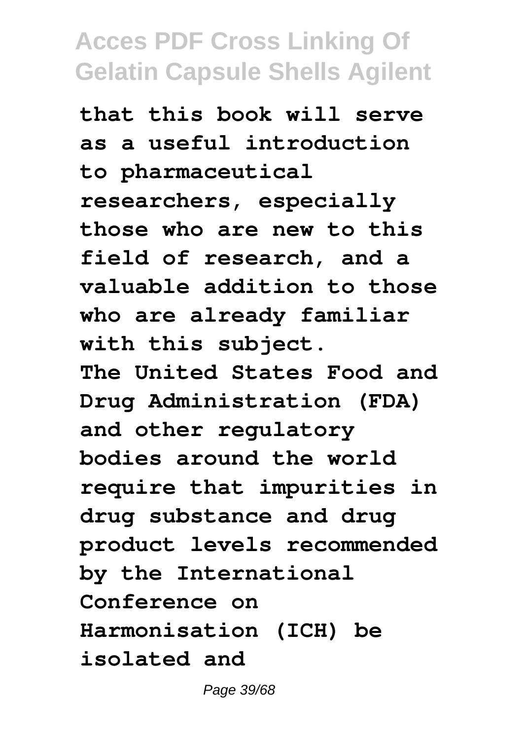**that this book will serve as a useful introduction to pharmaceutical researchers, especially those who are new to this field of research, and a valuable addition to those who are already familiar with this subject.**

**The United States Food and Drug Administration (FDA) and other regulatory bodies around the world require that impurities in drug substance and drug product levels recommended by the International Conference on Harmonisation (ICH) be isolated and**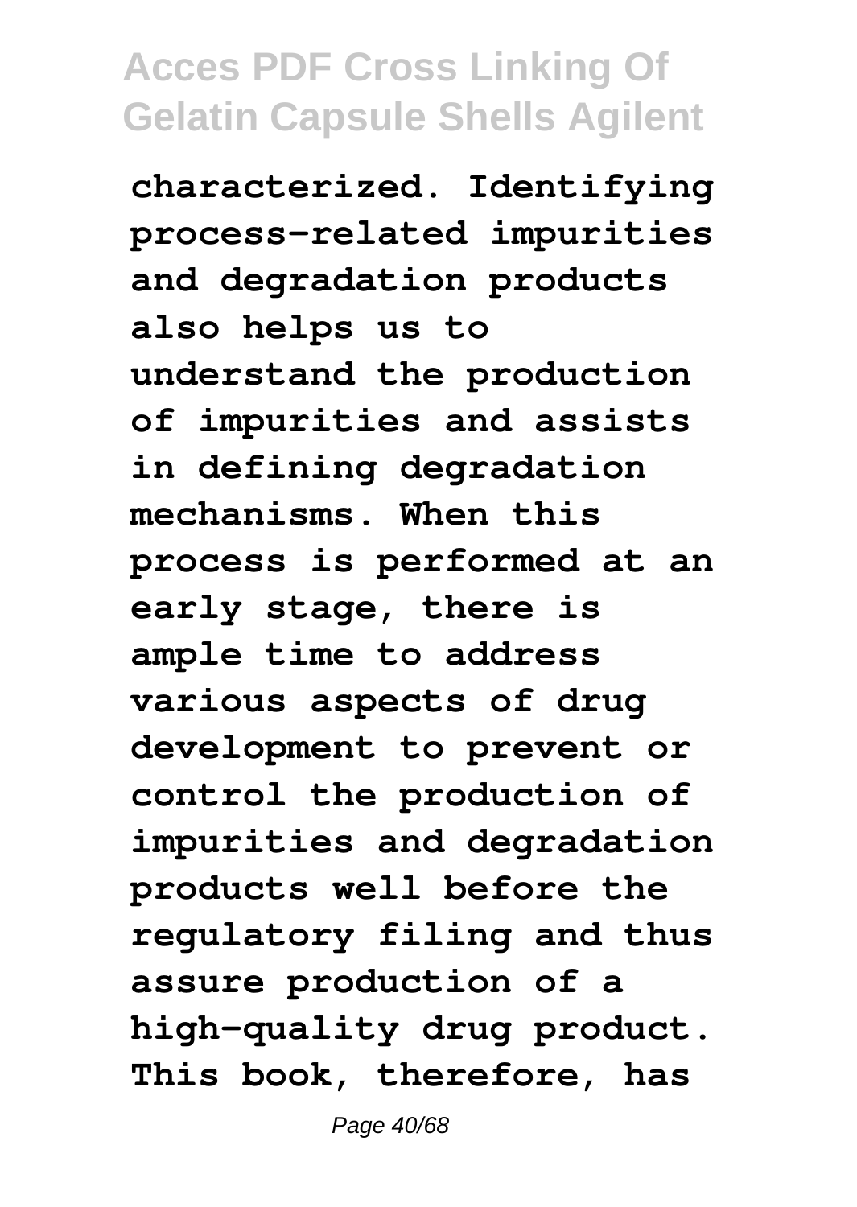**characterized. Identifying process-related impurities and degradation products also helps us to understand the production of impurities and assists in defining degradation mechanisms. When this process is performed at an early stage, there is ample time to address various aspects of drug development to prevent or control the production of impurities and degradation products well before the regulatory filing and thus assure production of a high-quality drug product. This book, therefore, has**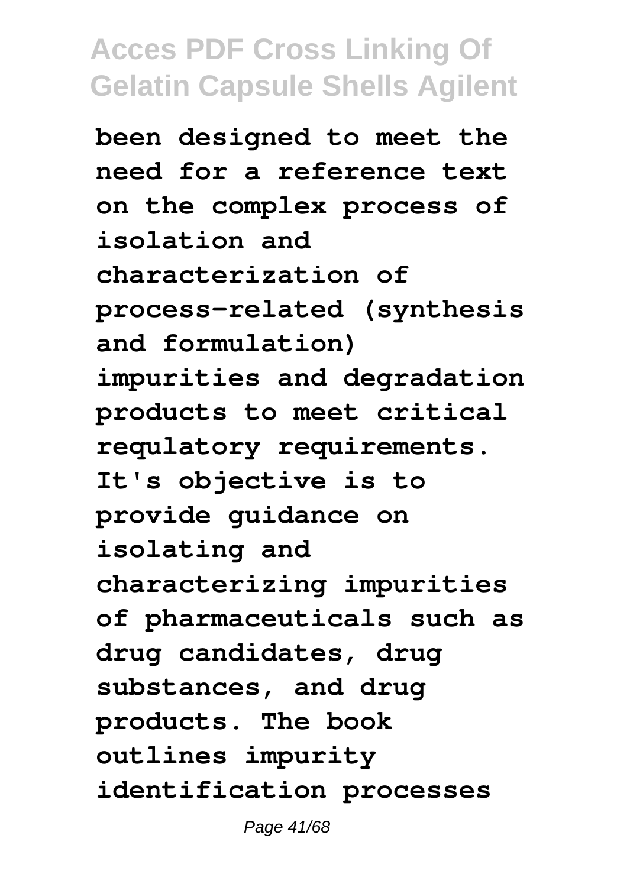been designed to meet the need for a reference text on the complex process of isolation and characterization of process-related (synthesis and formulation) impurities and degradation products to meet critical regulatory requirements. It's objective is to provide guidance on isolating and characterizing impurities of pharmaceuticals such as drug candidates, drug substances, and drug products. The book outlines impurity identification processes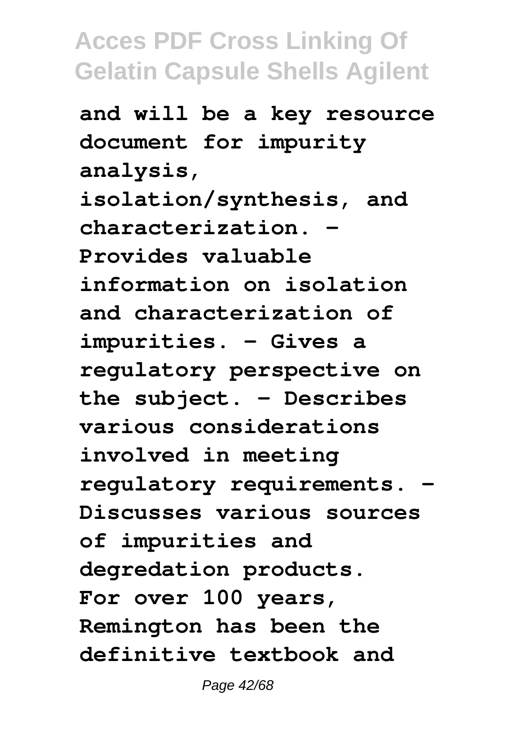**and will be a key resource document for impurity analysis, isolation/synthesis, and characterization. - Provides valuable information on isolation and characterization of impurities. - Gives a regulatory perspective on the subject. - Describes various considerations involved in meeting regulatory requirements. - Discusses various sources of impurities and degredation products. For over 100 years, Remington has been the definitive textbook and**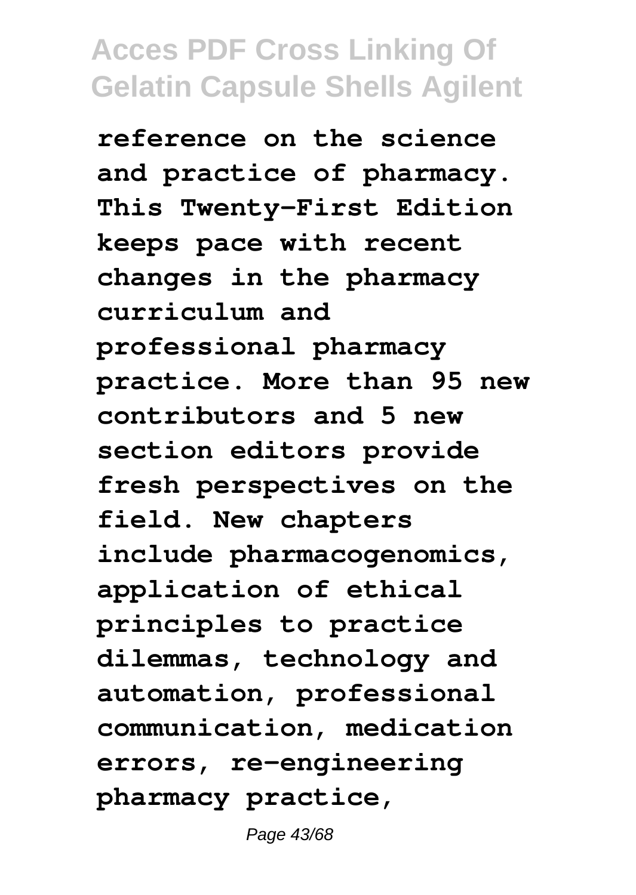**reference on the science and practice of pharmacy. This Twenty-First Edition keeps pace with recent changes in the pharmacy curriculum and professional pharmacy practice. More than 95 new contributors and 5 new section editors provide fresh perspectives on the field. New chapters include pharmacogenomics, application of ethical principles to practice dilemmas, technology and automation, professional communication, medication errors, re-engineering pharmacy practice,**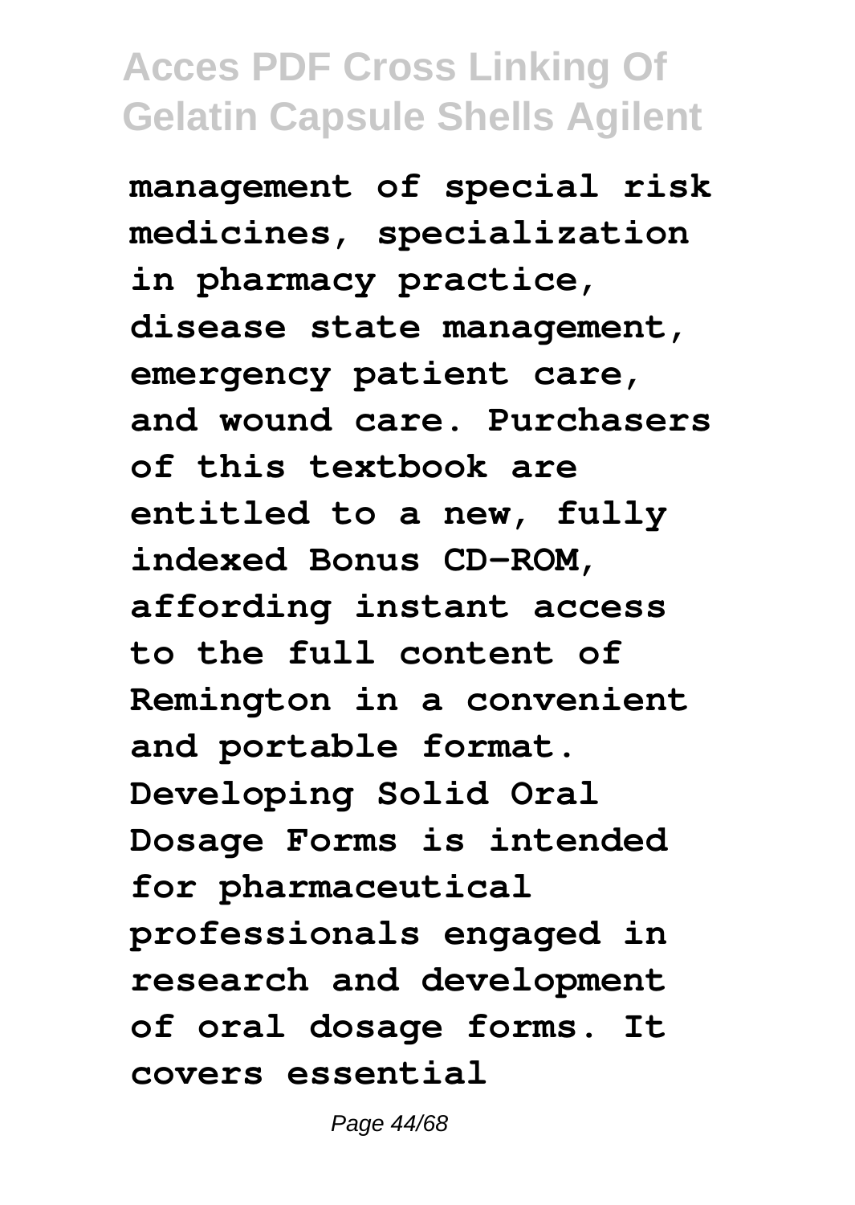**management of special risk medicines, specialization in pharmacy practice, disease state management, emergency patient care, and wound care. Purchasers of this textbook are entitled to a new, fully indexed Bonus CD-ROM, affording instant access to the full content of Remington in a convenient and portable format. Developing Solid Oral Dosage Forms is intended for pharmaceutical professionals engaged in research and development of oral dosage forms. It covers essential**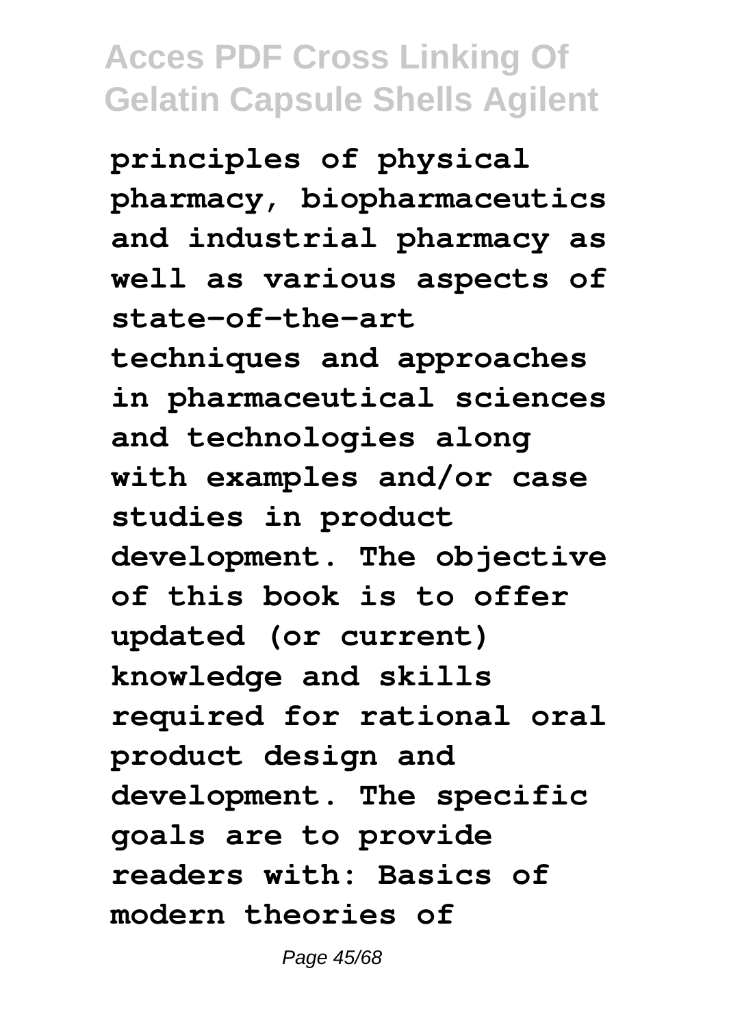**principles of physical pharmacy, biopharmaceutics and industrial pharmacy as well as various aspects of state-of-the-art techniques and approaches in pharmaceutical sciences and technologies along with examples and/or case studies in product development. The objective of this book is to offer updated (or current) knowledge and skills required for rational oral product design and development. The specific goals are to provide readers with: Basics of modern theories of**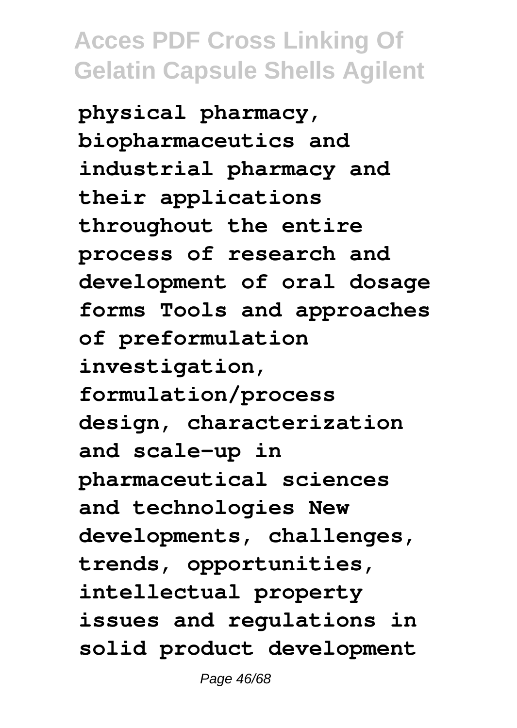**physical pharmacy, biopharmaceutics and industrial pharmacy and their applications throughout the entire process of research and development of oral dosage forms Tools and approaches of preformulation investigation, formulation/process design, characterization and scale-up in pharmaceutical sciences and technologies New developments, challenges, trends, opportunities, intellectual property issues and regulations in solid product development**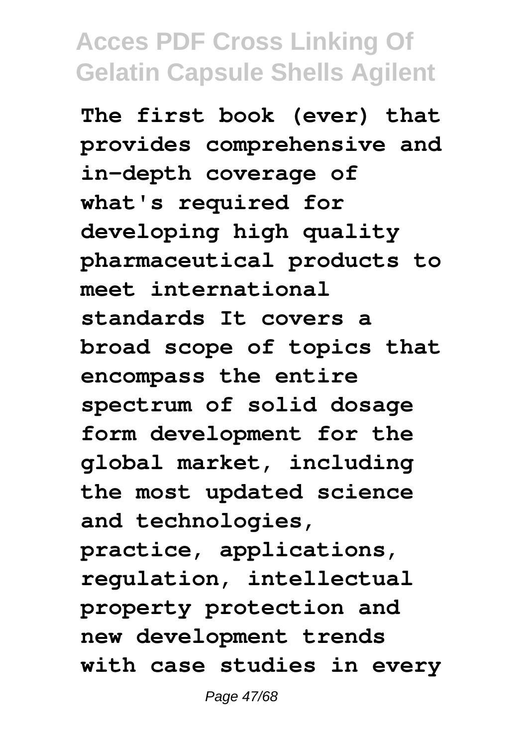**The first book (ever) that provides comprehensive and in-depth coverage of what's required for developing high quality pharmaceutical products to meet international standards It covers a broad scope of topics that encompass the entire spectrum of solid dosage form development for the global market, including the most updated science and technologies, practice, applications, regulation, intellectual property protection and new development trends with case studies in every**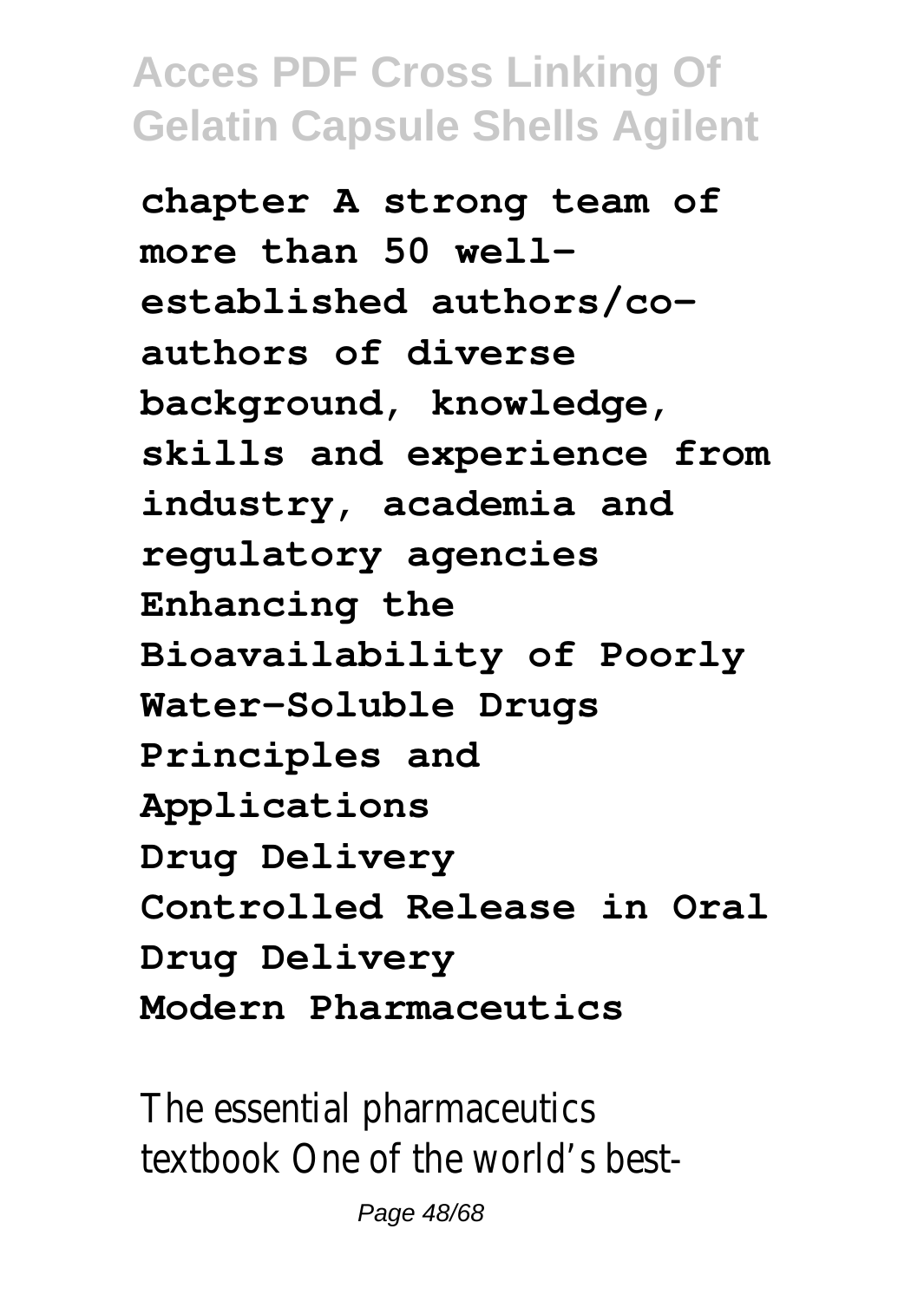**chapter A strong team of more than 50 well-established authors/co-authors of diverse background, knowledge, skills and experience from industry, academia and regulatory agencies**
**Enhancing the Bioavailability of Poorly Water-Soluble Drugs**
**Principles and Applications**
**Drug Delivery**
**Controlled Release in Oral Drug Delivery**
**Modern Pharmaceutics**

The essential pharmaceutics textbook One of the world's best-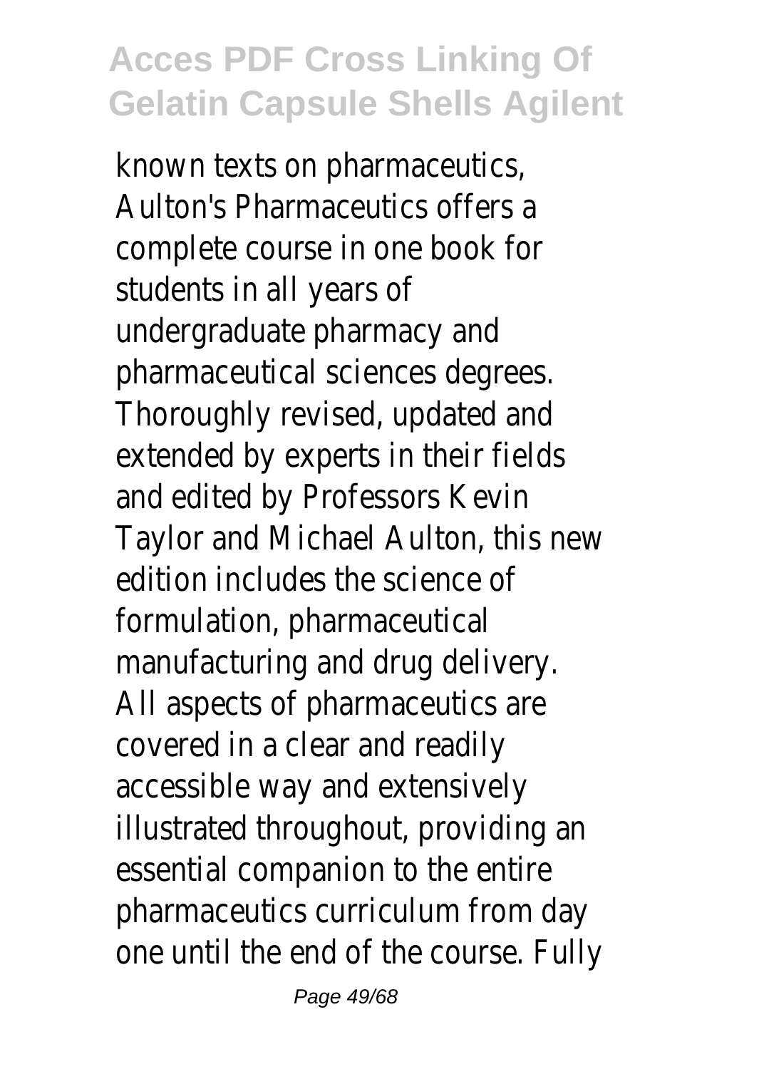known texts on pharmaceutics, Aulton's Pharmaceutics offers a complete course in one book for students in all years of undergraduate pharmacy and pharmaceutical sciences degrees. Thoroughly revised, updated and extended by experts in their fields and edited by Professors Kevin Taylor and Michael Aulton, this new edition includes the science of formulation, pharmaceutical manufacturing and drug delivery. All aspects of pharmaceutics are covered in a clear and readily accessible way and extensively illustrated throughout, providing an essential companion to the entire pharmaceutics curriculum from day one until the end of the course. Fully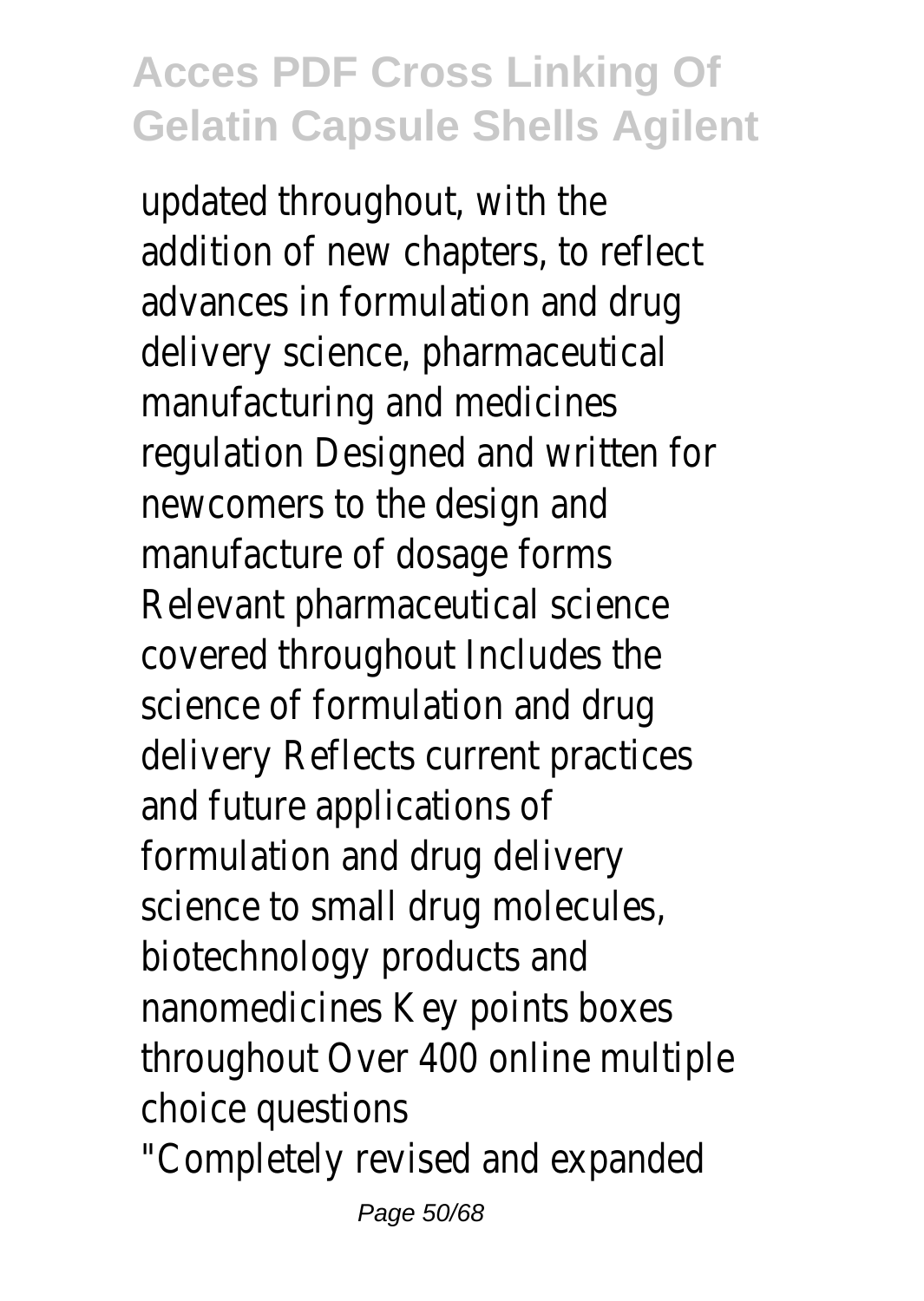updated throughout, with the addition of new chapters, to reflect advances in formulation and drug delivery science, pharmaceutical manufacturing and medicines regulation Designed and written for newcomers to the design and manufacture of dosage forms Relevant pharmaceutical science covered throughout Includes the science of formulation and drug delivery Reflects current practices and future applications of formulation and drug delivery science to small drug molecules, biotechnology products and nanomedicines Key points boxes throughout Over 400 online multiple choice questions

"Completely revised and expanded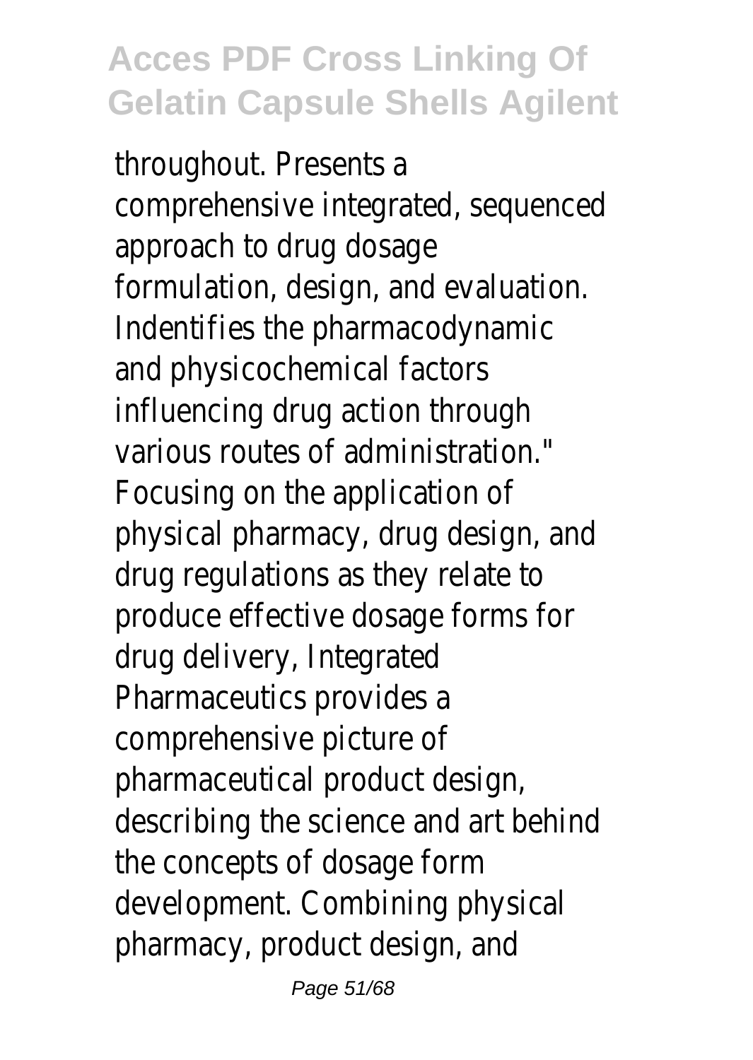throughout. Presents a comprehensive integrated, sequenced approach to drug dosage formulation, design, and evaluation. Indentifies the pharmacodynamic and physicochemical factors influencing drug action through various routes of administration." Focusing on the application of physical pharmacy, drug design, and drug regulations as they relate to produce effective dosage forms for drug delivery, Integrated Pharmaceutics provides a comprehensive picture of pharmaceutical product design, describing the science and art behind the concepts of dosage form development. Combining physical pharmacy, product design, and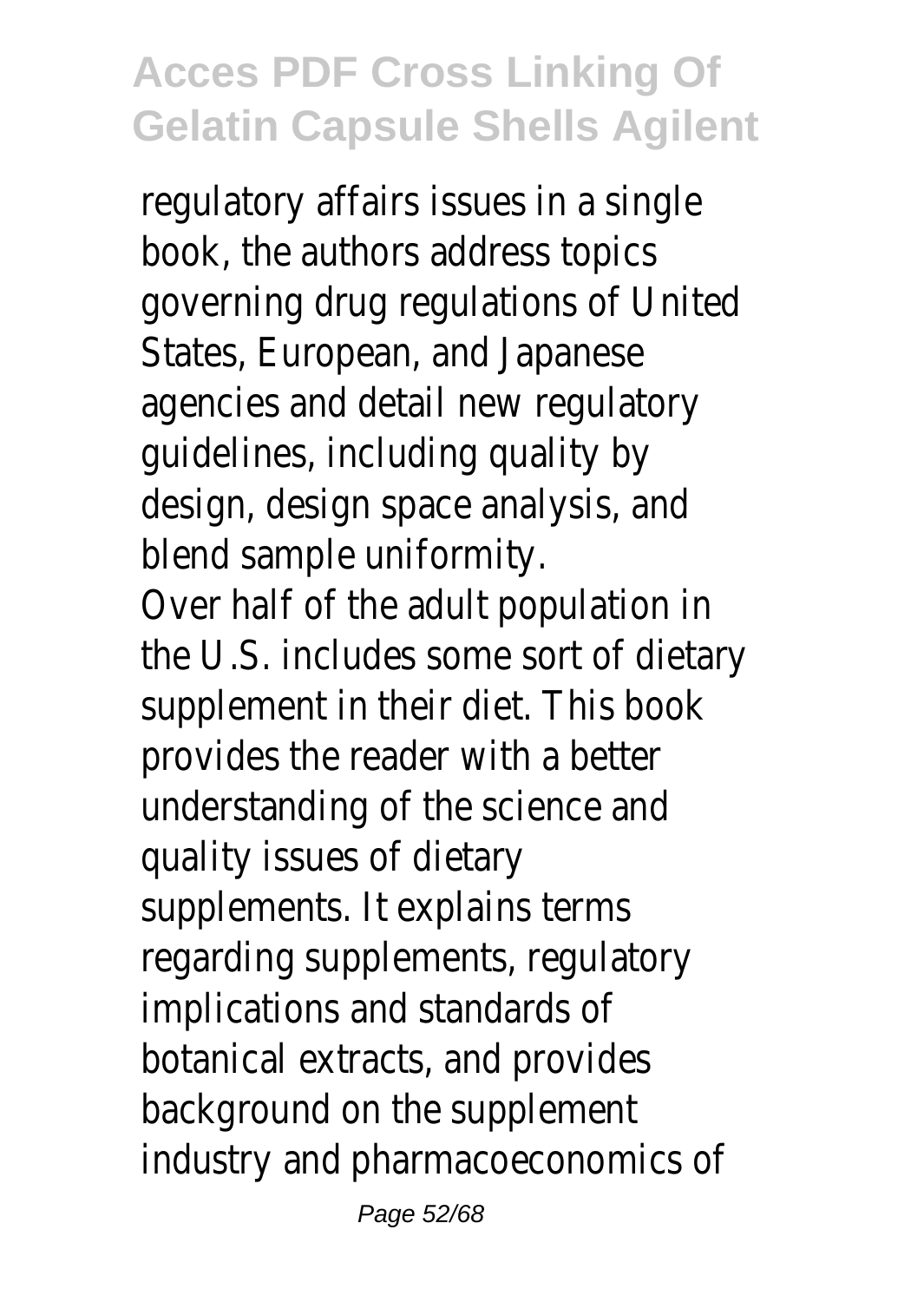regulatory affairs issues in a single book, the authors address topics governing drug regulations of United States, European, and Japanese agencies and detail new regulatory guidelines, including quality by design, design space analysis, and blend sample uniformity.

Over half of the adult population in the U.S. includes some sort of dietary supplement in their diet. This book provides the reader with a better understanding of the science and quality issues of dietary supplements. It explains terms regarding supplements, regulatory implications and standards of botanical extracts, and provides background on the supplement industry and pharmacoeconomics of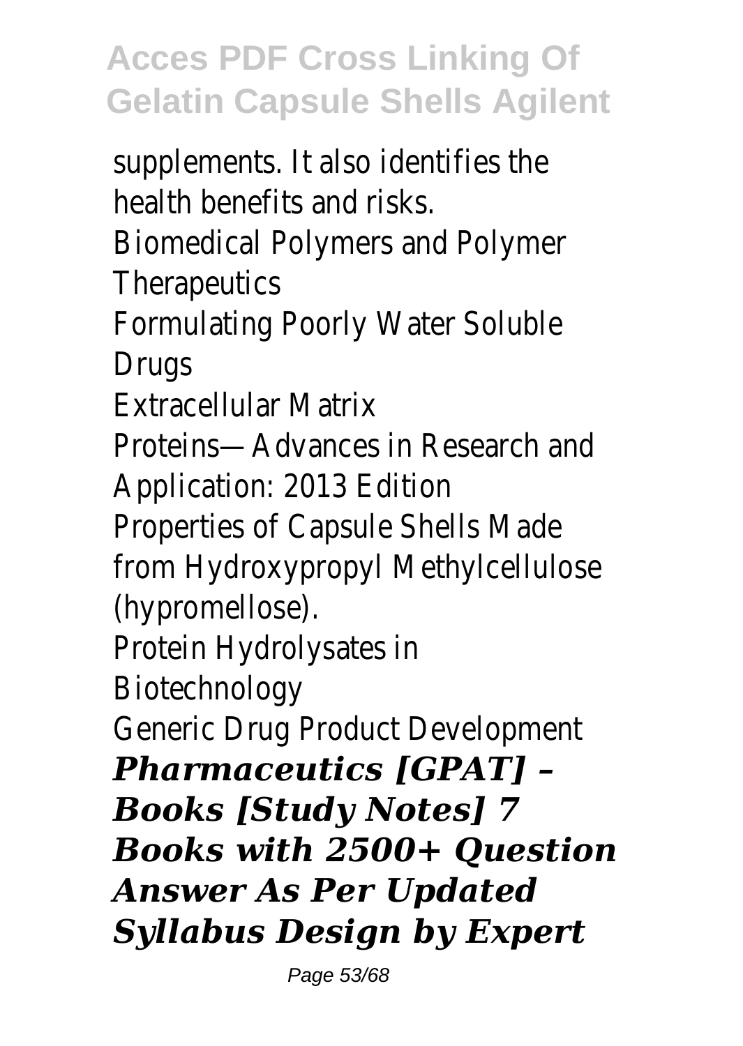supplements. It also identifies the health benefits and risks.

Biomedical Polymers and Polymer Therapeutics

Formulating Poorly Water Soluble Drugs

Extracellular Matrix

Proteins—Advances in Research and Application: 2013 Edition

Properties of Capsule Shells Made from Hydroxypropyl Methylcellulose (hypromellose).

Protein Hydrolysates in Biotechnology

Generic Drug Product Development

***Pharmaceutics [GPAT] – Books [Study Notes] 7 Books with 2500+ Question Answer As Per Updated Syllabus Design by Expert***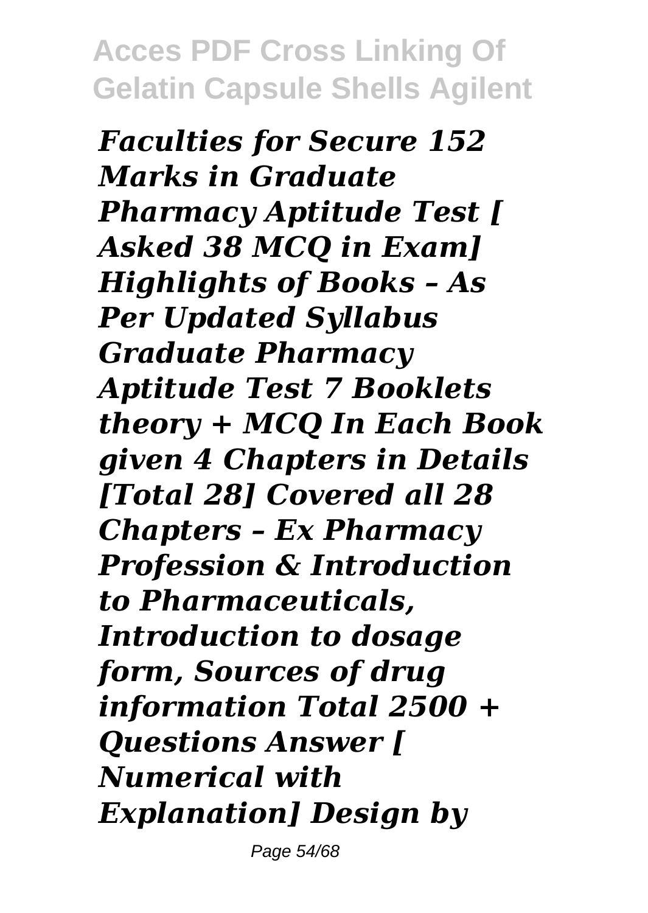*Faculties for Secure 152 Marks in Graduate Pharmacy Aptitude Test [ Asked 38 MCQ in Exam] Highlights of Books – As Per Updated Syllabus Graduate Pharmacy Aptitude Test 7 Booklets theory + MCQ In Each Book given 4 Chapters in Details [Total 28] Covered all 28 Chapters – Ex Pharmacy Profession & Introduction to Pharmaceuticals, Introduction to dosage form, Sources of drug information Total 2500 + Questions Answer [ Numerical with Explanation] Design by*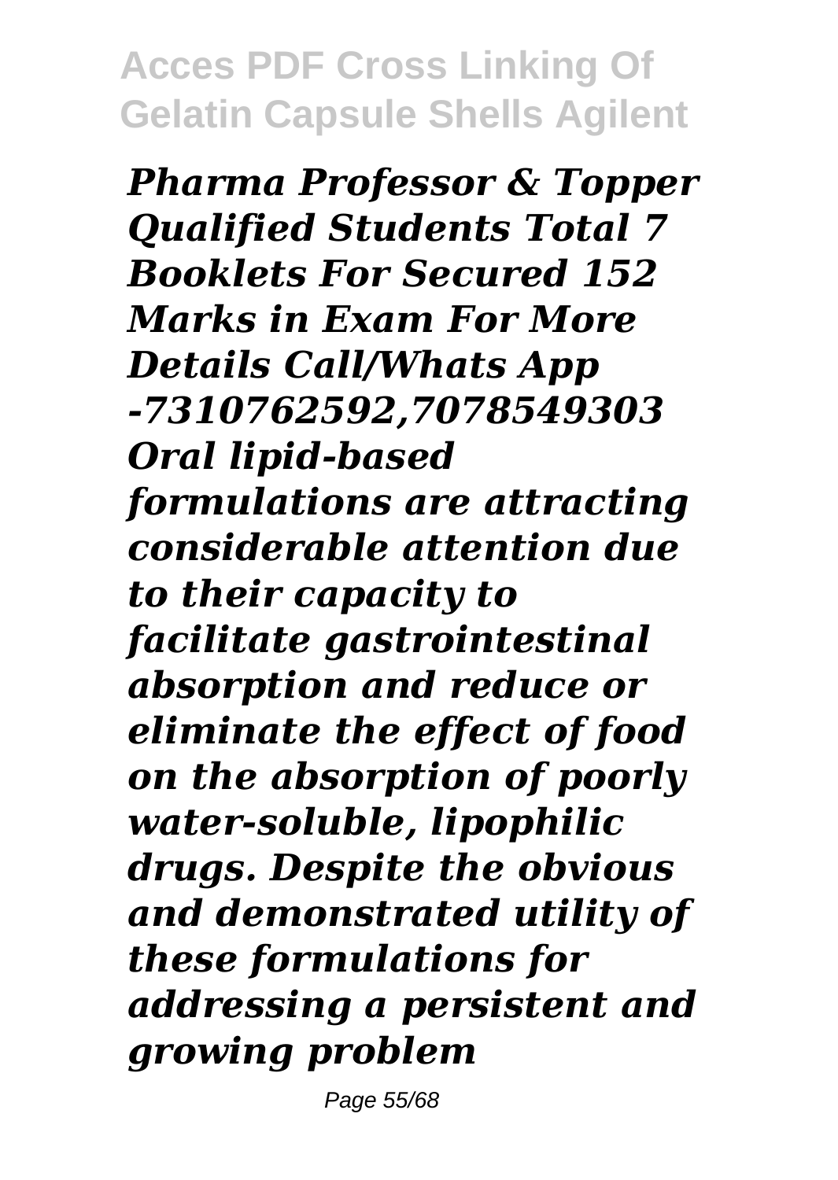*Pharma Professor & Topper Qualified Students Total 7 Booklets For Secured 152 Marks in Exam For More Details Call/Whats App -7310762592,7078549303*

*Oral lipid-based formulations are attracting considerable attention due to their capacity to facilitate gastrointestinal absorption and reduce or eliminate the effect of food on the absorption of poorly water-soluble, lipophilic drugs. Despite the obvious and demonstrated utility of these formulations for addressing a persistent and growing problem*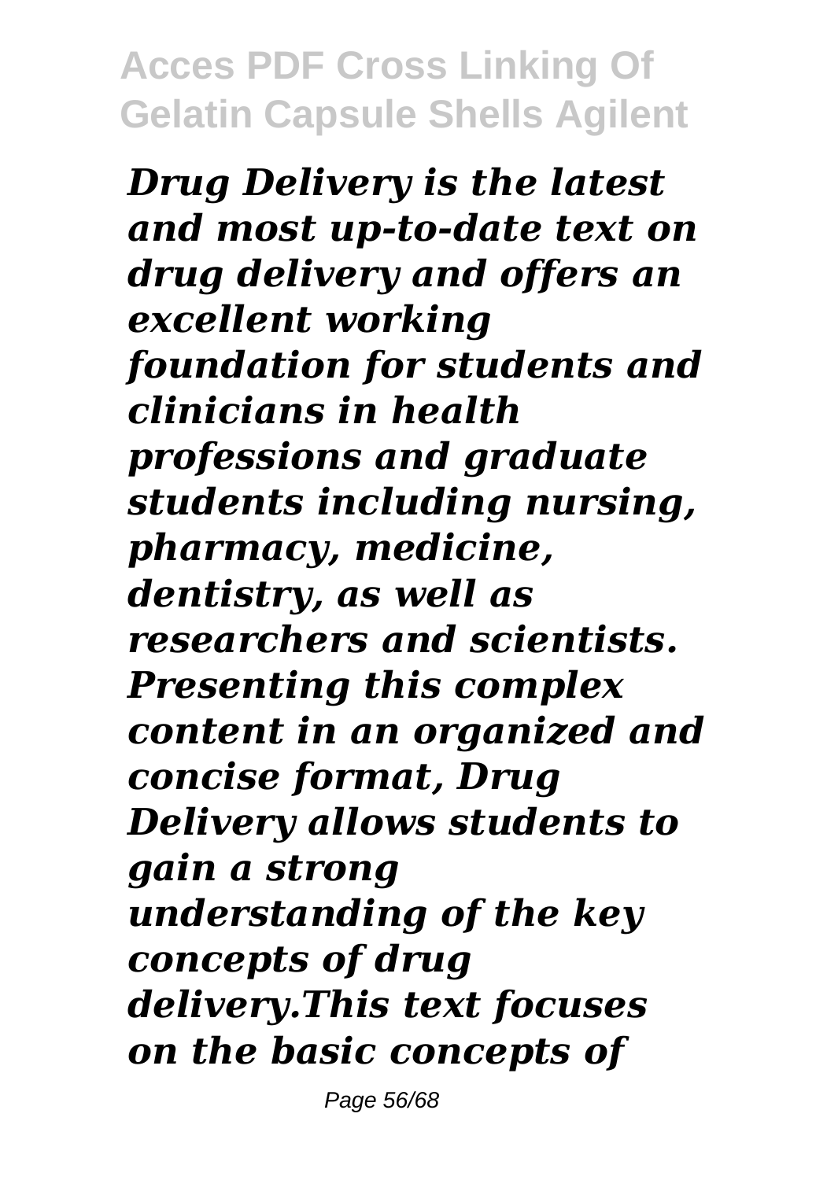*Drug Delivery is the latest and most up-to-date text on drug delivery and offers an excellent working foundation for students and clinicians in health professions and graduate students including nursing, pharmacy, medicine, dentistry, as well as researchers and scientists. Presenting this complex content in an organized and concise format, Drug Delivery allows students to gain a strong understanding of the key concepts of drug delivery.This text focuses on the basic concepts of*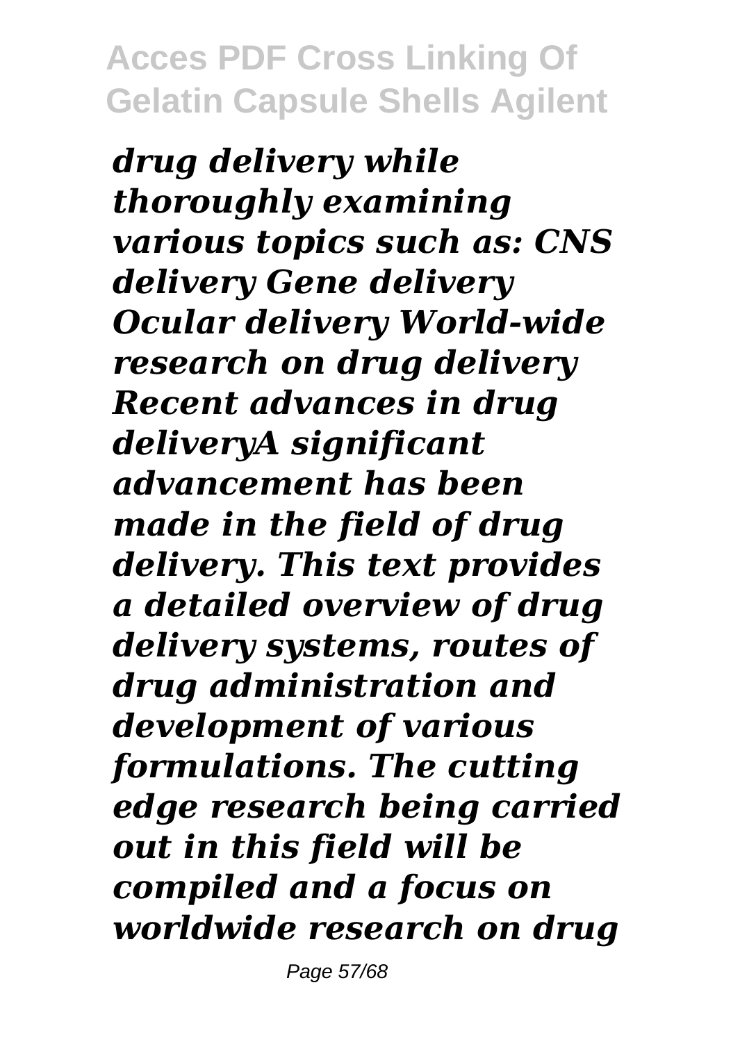*drug delivery while thoroughly examining various topics such as: CNS delivery Gene delivery Ocular delivery World-wide research on drug delivery Recent advances in drug deliveryA significant advancement has been made in the field of drug delivery. This text provides a detailed overview of drug delivery systems, routes of drug administration and development of various formulations. The cutting edge research being carried out in this field will be compiled and a focus on worldwide research on drug*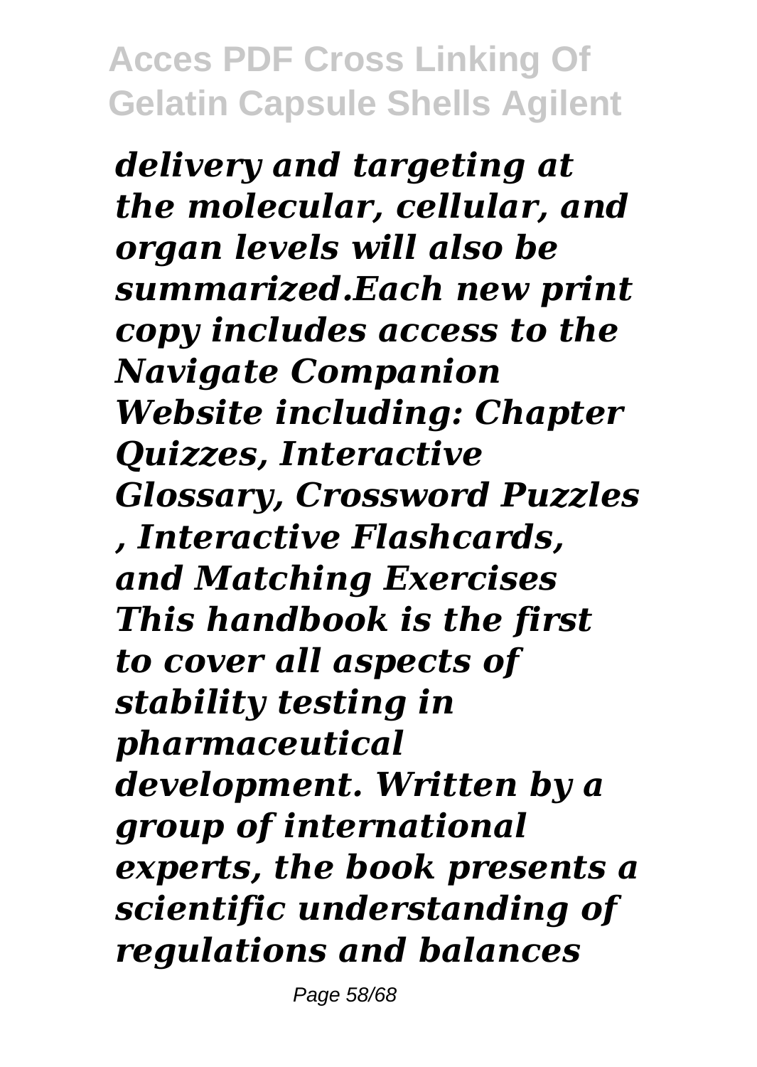*delivery and targeting at the molecular, cellular, and organ levels will also be summarized.Each new print copy includes access to the Navigate Companion Website including: Chapter Quizzes, Interactive Glossary, Crossword Puzzles , Interactive Flashcards, and Matching Exercises*

*This handbook is the first to cover all aspects of stability testing in pharmaceutical development. Written by a group of international experts, the book presents a scientific understanding of regulations and balances*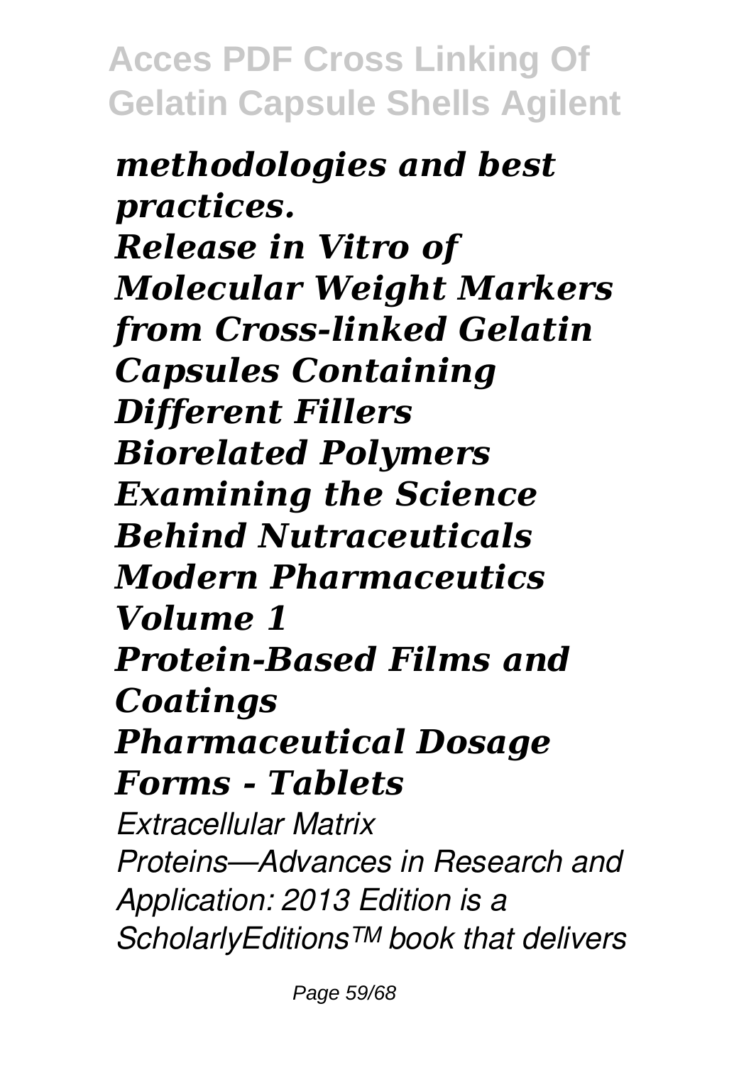***methodologies and best practices.***

***Release in Vitro of Molecular Weight Markers from Cross-linked Gelatin Capsules Containing Different Fillers***

***Biorelated Polymers***

***Examining the Science Behind Nutraceuticals***

***Modern Pharmaceutics Volume 1***

***Protein-Based Films and Coatings***

***Pharmaceutical Dosage Forms - Tablets***

*Extracellular Matrix Proteins—Advances in Research and Application: 2013 Edition is a ScholarlyEditions™ book that delivers*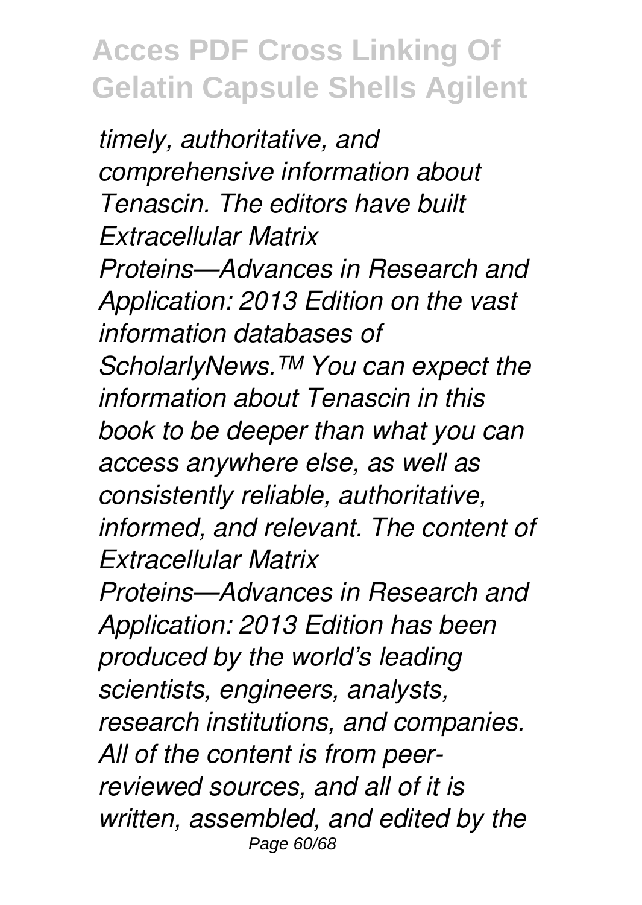*timely, authoritative, and comprehensive information about Tenascin. The editors have built Extracellular Matrix Proteins—Advances in Research and Application: 2013 Edition on the vast information databases of ScholarlyNews.™ You can expect the information about Tenascin in this book to be deeper than what you can access anywhere else, as well as consistently reliable, authoritative, informed, and relevant. The content of Extracellular Matrix Proteins—Advances in Research and Application: 2013 Edition has been produced by the world's leading scientists, engineers, analysts, research institutions, and companies. All of the content is from peer-reviewed sources, and all of it is written, assembled, and edited by the*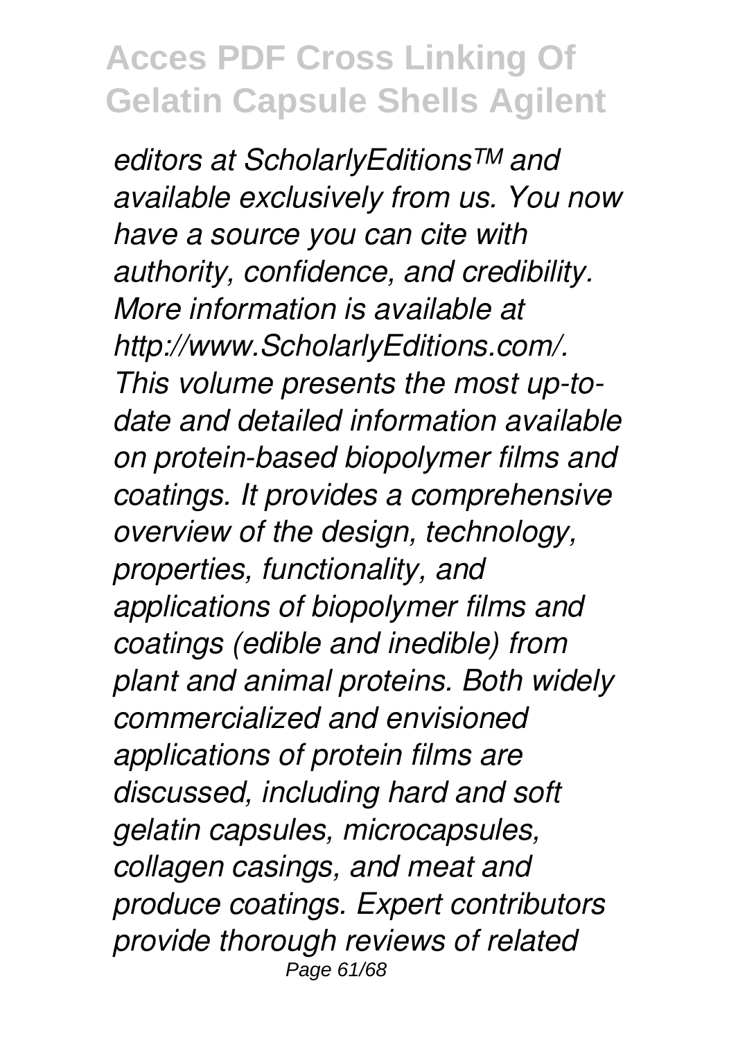*editors at ScholarlyEditions™ and available exclusively from us. You now have a source you can cite with authority, confidence, and credibility. More information is available at http://www.ScholarlyEditions.com/. This volume presents the most up-to-date and detailed information available on protein-based biopolymer films and coatings. It provides a comprehensive overview of the design, technology, properties, functionality, and applications of biopolymer films and coatings (edible and inedible) from plant and animal proteins. Both widely commercialized and envisioned applications of protein films are discussed, including hard and soft gelatin capsules, microcapsules, collagen casings, and meat and produce coatings. Expert contributors provide thorough reviews of related*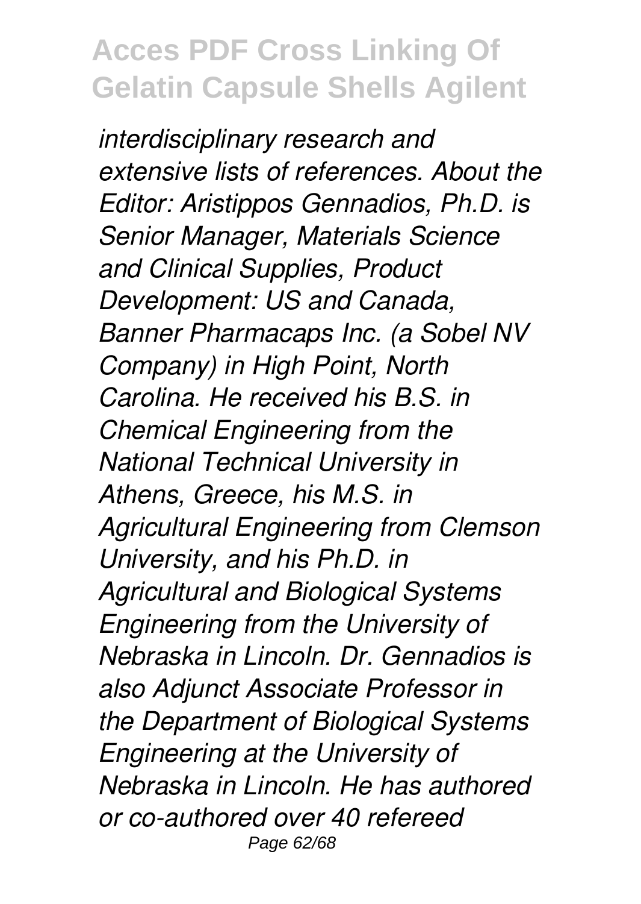*interdisciplinary research and extensive lists of references. About the Editor: Aristippos Gennadios, Ph.D. is Senior Manager, Materials Science and Clinical Supplies, Product Development: US and Canada, Banner Pharmacaps Inc. (a Sobel NV Company) in High Point, North Carolina. He received his B.S. in Chemical Engineering from the National Technical University in Athens, Greece, his M.S. in Agricultural Engineering from Clemson University, and his Ph.D. in Agricultural and Biological Systems Engineering from the University of Nebraska in Lincoln. Dr. Gennadios is also Adjunct Associate Professor in the Department of Biological Systems Engineering at the University of Nebraska in Lincoln. He has authored or co-authored over 40 refereed*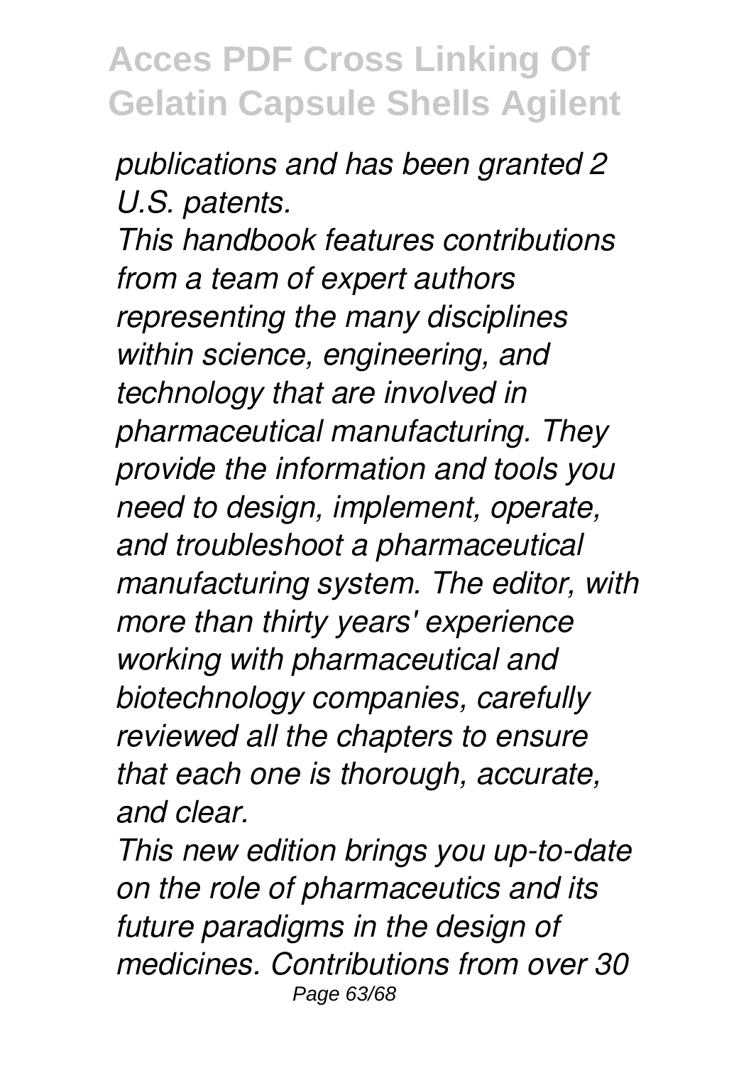*publications and has been granted 2 U.S. patents.*

*This handbook features contributions from a team of expert authors representing the many disciplines within science, engineering, and technology that are involved in pharmaceutical manufacturing. They provide the information and tools you need to design, implement, operate, and troubleshoot a pharmaceutical manufacturing system. The editor, with more than thirty years' experience working with pharmaceutical and biotechnology companies, carefully reviewed all the chapters to ensure that each one is thorough, accurate, and clear.*

*This new edition brings you up-to-date on the role of pharmaceutics and its future paradigms in the design of medicines. Contributions from over 30*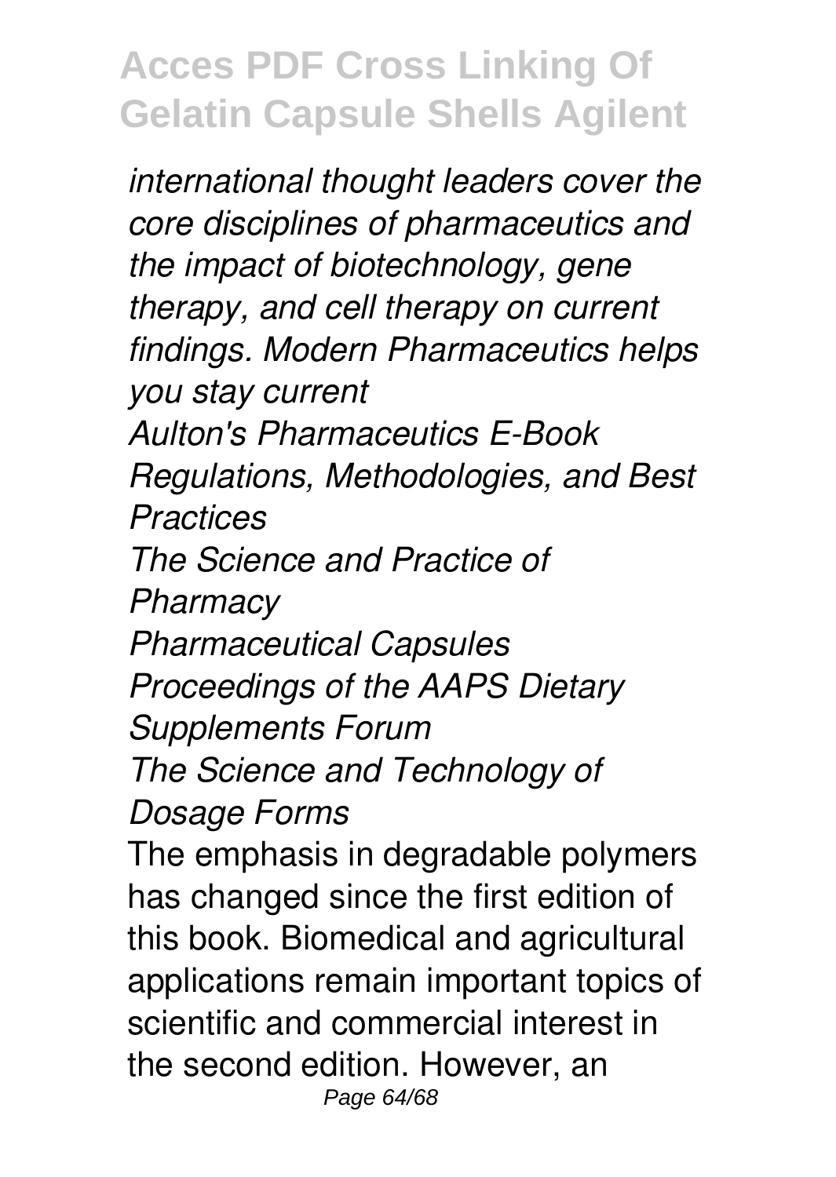*international thought leaders cover the core disciplines of pharmaceutics and the impact of biotechnology, gene therapy, and cell therapy on current findings. Modern Pharmaceutics helps you stay current*

*Aulton's Pharmaceutics E-Book*

*Regulations, Methodologies, and Best Practices*

*The Science and Practice of Pharmacy*

*Pharmaceutical Capsules*

*Proceedings of the AAPS Dietary Supplements Forum*

*The Science and Technology of Dosage Forms*

The emphasis in degradable polymers has changed since the first edition of this book. Biomedical and agricultural applications remain important topics of scientific and commercial interest in the second edition. However, an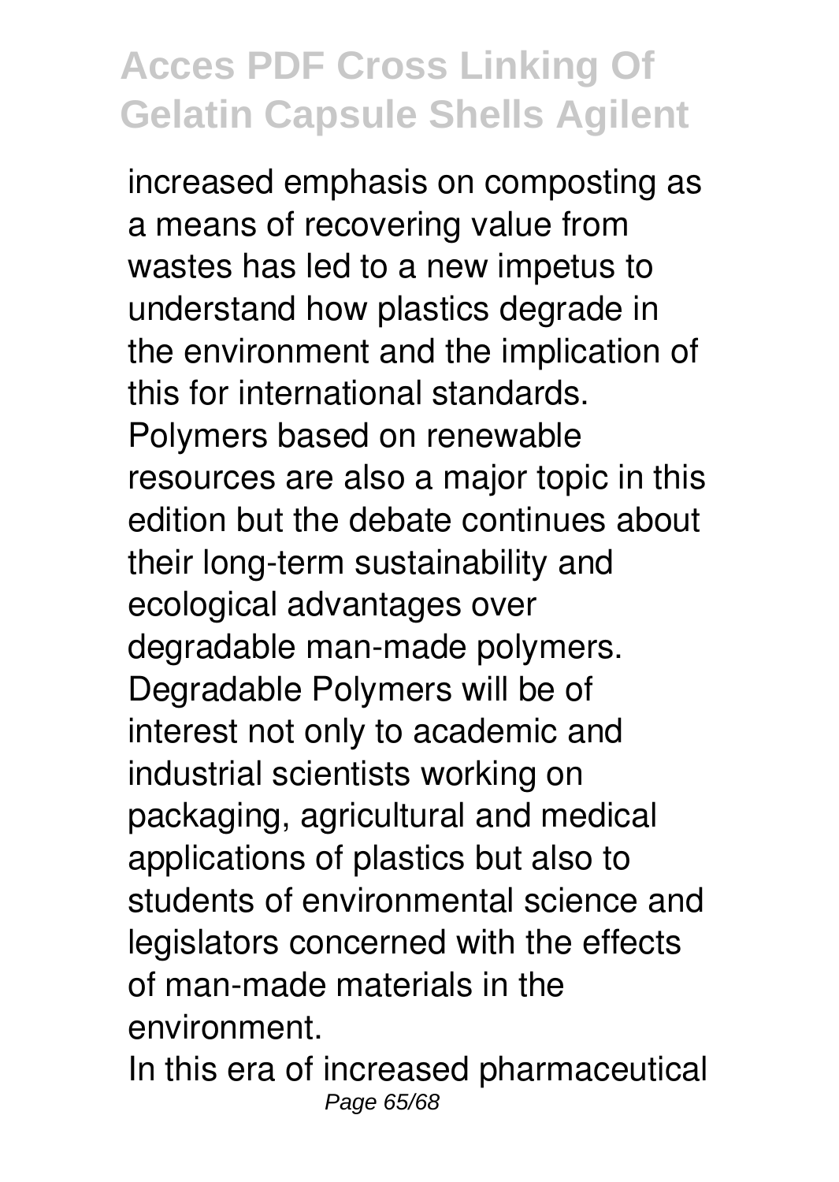increased emphasis on composting as a means of recovering value from wastes has led to a new impetus to understand how plastics degrade in the environment and the implication of this for international standards. Polymers based on renewable resources are also a major topic in this edition but the debate continues about their long-term sustainability and ecological advantages over degradable man-made polymers. Degradable Polymers will be of interest not only to academic and industrial scientists working on packaging, agricultural and medical applications of plastics but also to students of environmental science and legislators concerned with the effects of man-made materials in the environment.

In this era of increased pharmaceutical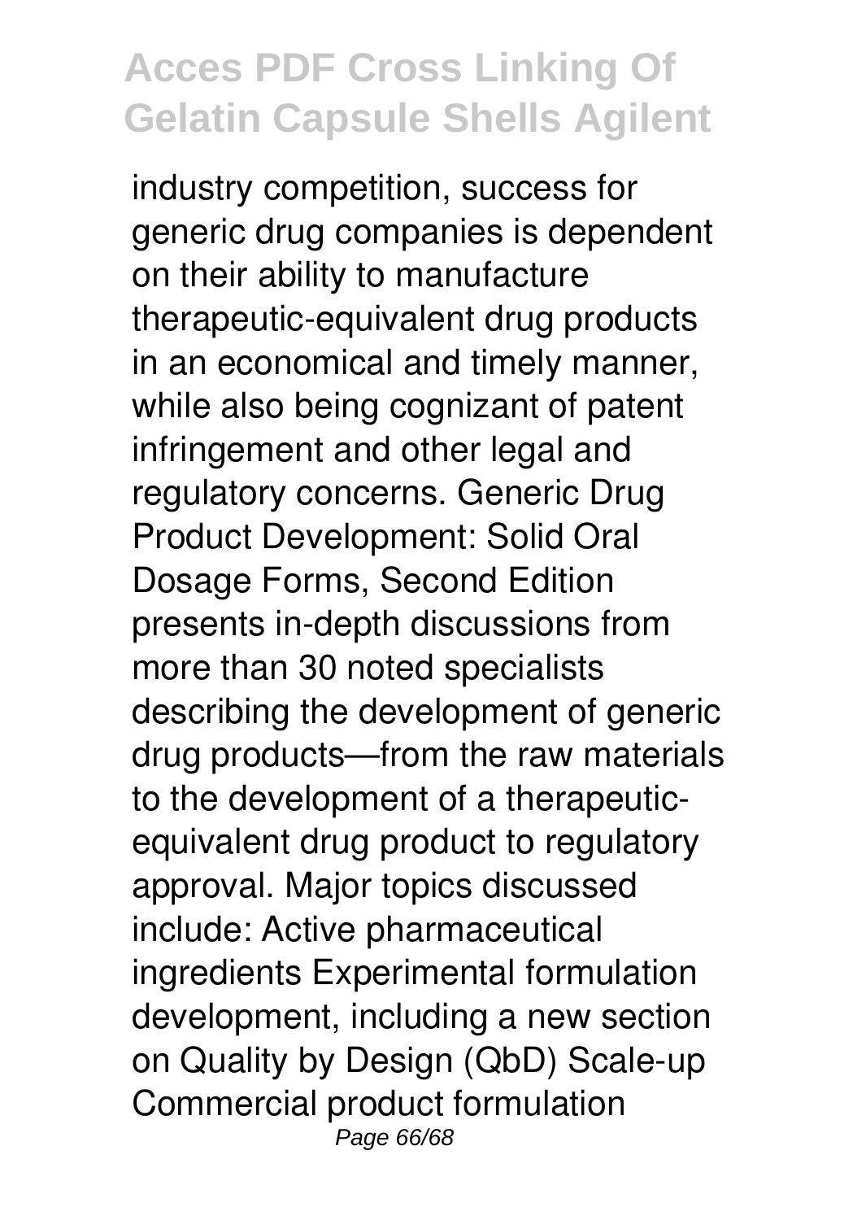industry competition, success for generic drug companies is dependent on their ability to manufacture therapeutic-equivalent drug products in an economical and timely manner, while also being cognizant of patent infringement and other legal and regulatory concerns. Generic Drug Product Development: Solid Oral Dosage Forms, Second Edition presents in-depth discussions from more than 30 noted specialists describing the development of generic drug products—from the raw materials to the development of a therapeutic-equivalent drug product to regulatory approval. Major topics discussed include: Active pharmaceutical ingredients Experimental formulation development, including a new section on Quality by Design (QbD) Scale-up Commercial product formulation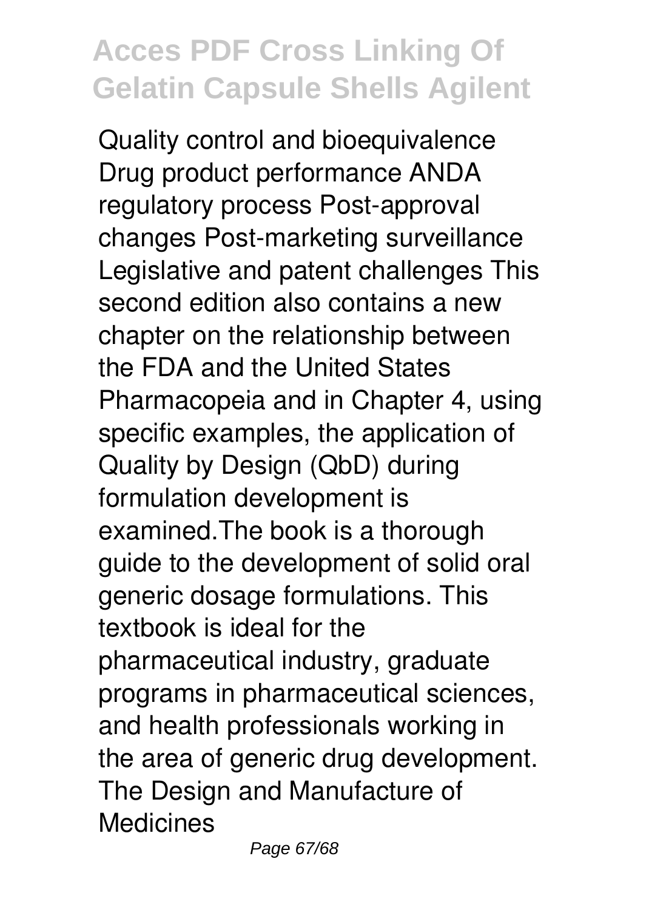Quality control and bioequivalence Drug product performance ANDA regulatory process Post-approval changes Post-marketing surveillance Legislative and patent challenges This second edition also contains a new chapter on the relationship between the FDA and the United States Pharmacopeia and in Chapter 4, using specific examples, the application of Quality by Design (QbD) during formulation development is examined.The book is a thorough guide to the development of solid oral generic dosage formulations. This textbook is ideal for the pharmaceutical industry, graduate programs in pharmaceutical sciences, and health professionals working in the area of generic drug development.

The Design and Manufacture of Medicines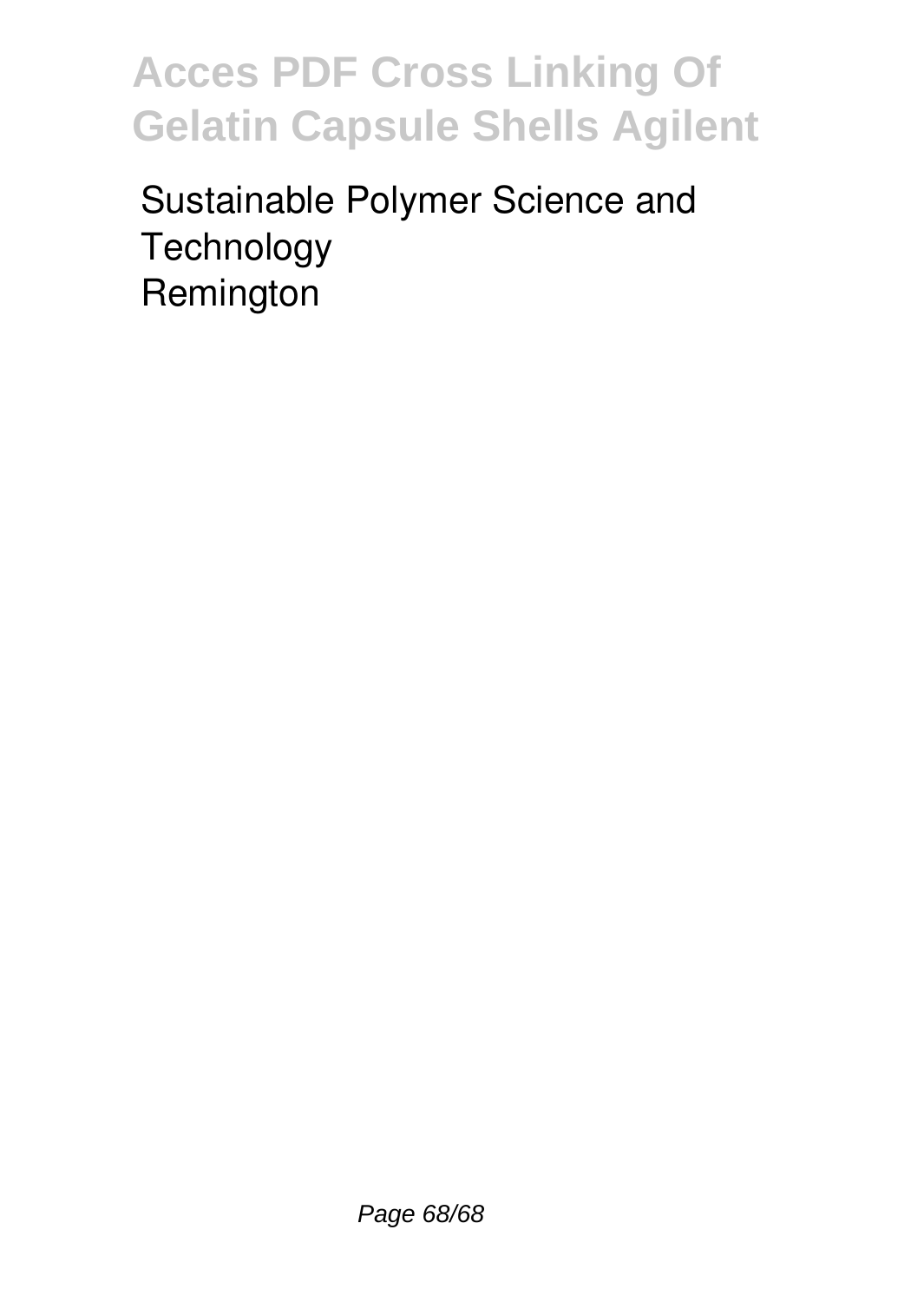Sustainable Polymer Science and Technology
Remington